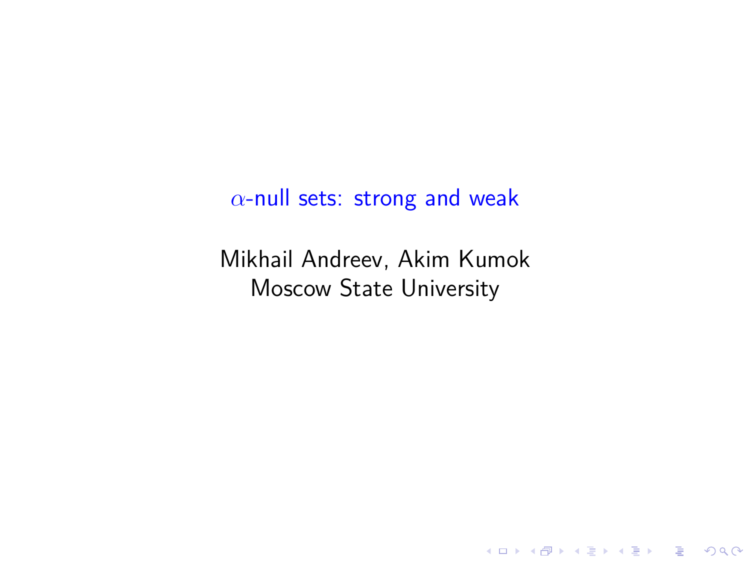# $\alpha$-null sets: strong and weak

Mikhail Andreev, Akim Kumok
Moscow State University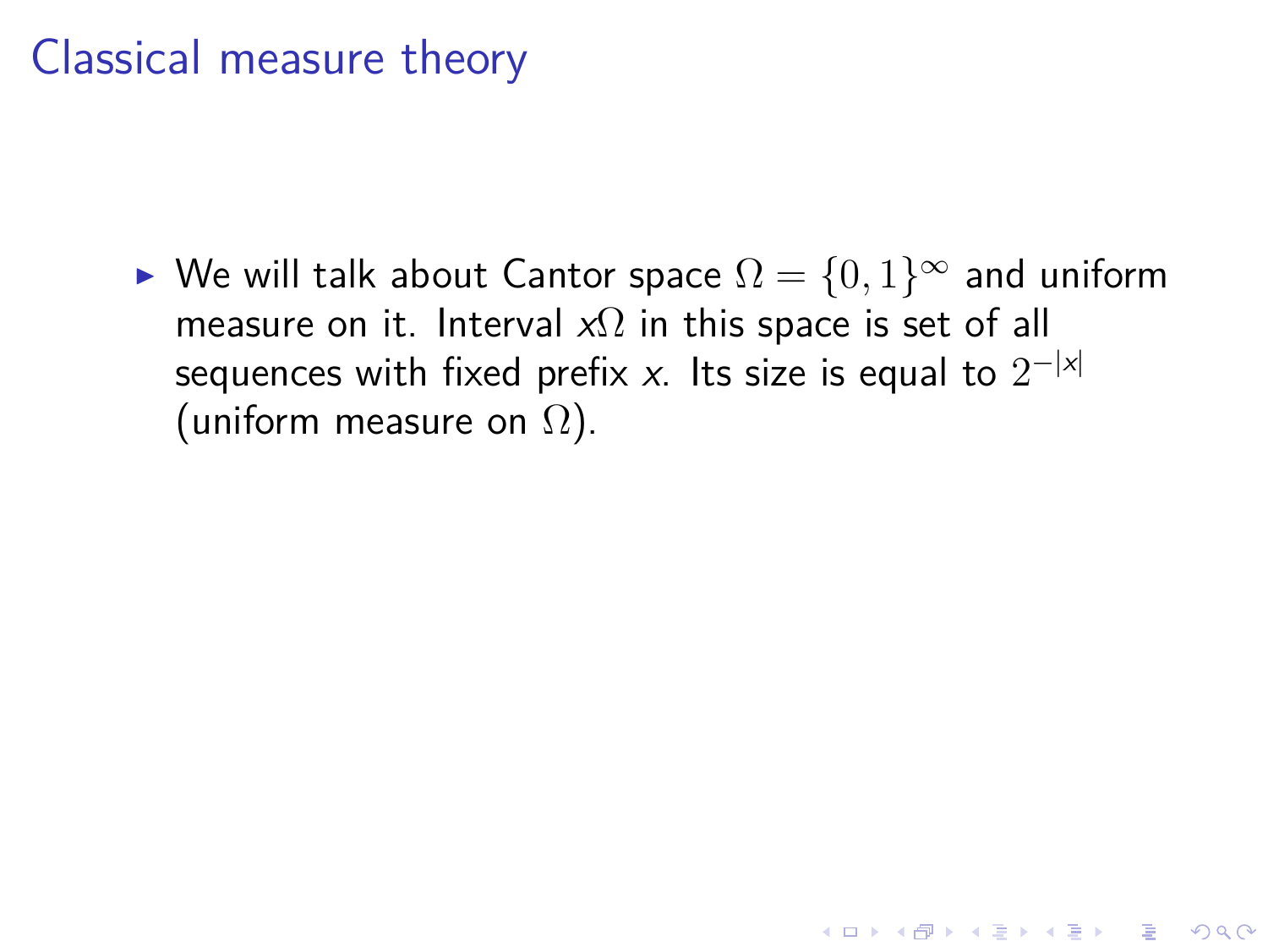# Classical measure theory

- We will talk about Cantor space $\Omega = \{0,1\}^\infty$ and uniform measure on it. Interval $x\Omega$ in this space is set of all sequences with fixed prefix $x$. Its size is equal to $2^{-|x|}$ (uniform measure on $\Omega$).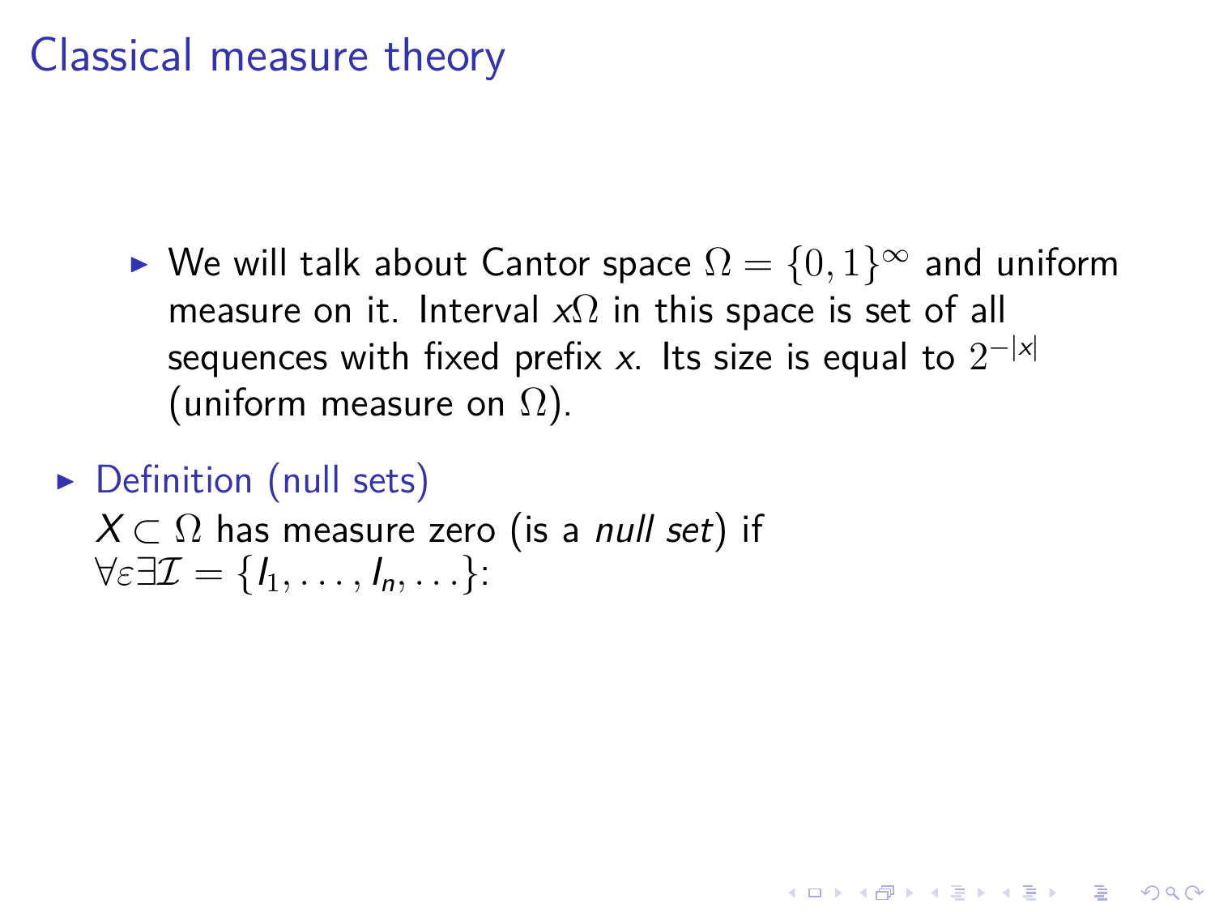# Classical measure theory

- We will talk about Cantor space $\Omega = \{0,1\}^\infty$ and uniform measure on it. Interval $x\Omega$ in this space is set of all sequences with fixed prefix $x$. Its size is equal to $2^{-|x|}$ (uniform measure on $\Omega$).

- Definition (null sets)
  $X \subset \Omega$ has measure zero (is a *null set*) if $\forall \varepsilon \exists \mathcal{I} = \{I_1, \ldots, I_n, \ldots\}$: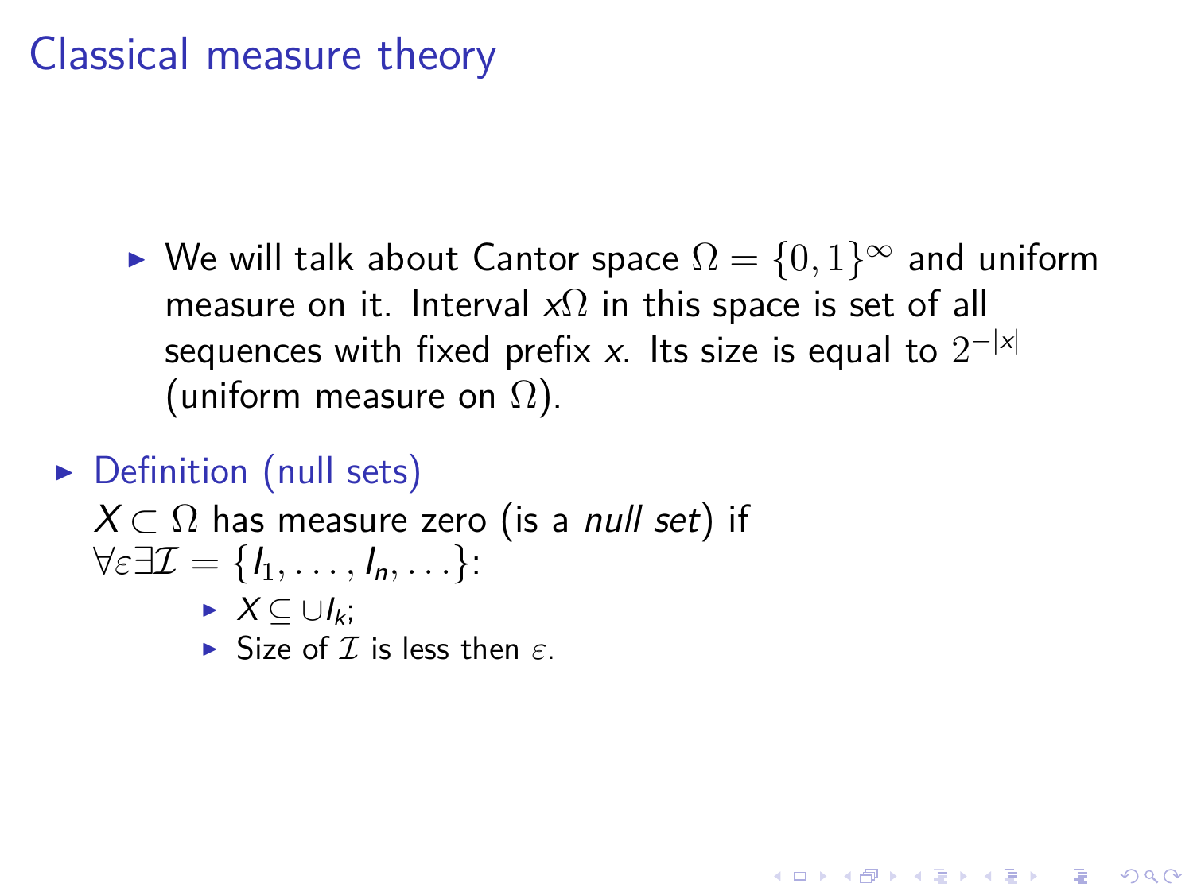# Classical measure theory

- We will talk about Cantor space $\Omega = \{0,1\}^\infty$ and uniform measure on it. Interval $x\Omega$ in this space is set of all sequences with fixed prefix $x$. Its size is equal to $2^{-|x|}$ (uniform measure on $\Omega$).

- Definition (null sets)

  $X \subset \Omega$ has measure zero (is a *null set*) if $\forall \varepsilon \exists \mathcal{I} = \{I_1, \ldots, I_n, \ldots\}$:
  - $X \subseteq \cup I_k$;
  - Size of $\mathcal{I}$ is less then $\varepsilon$.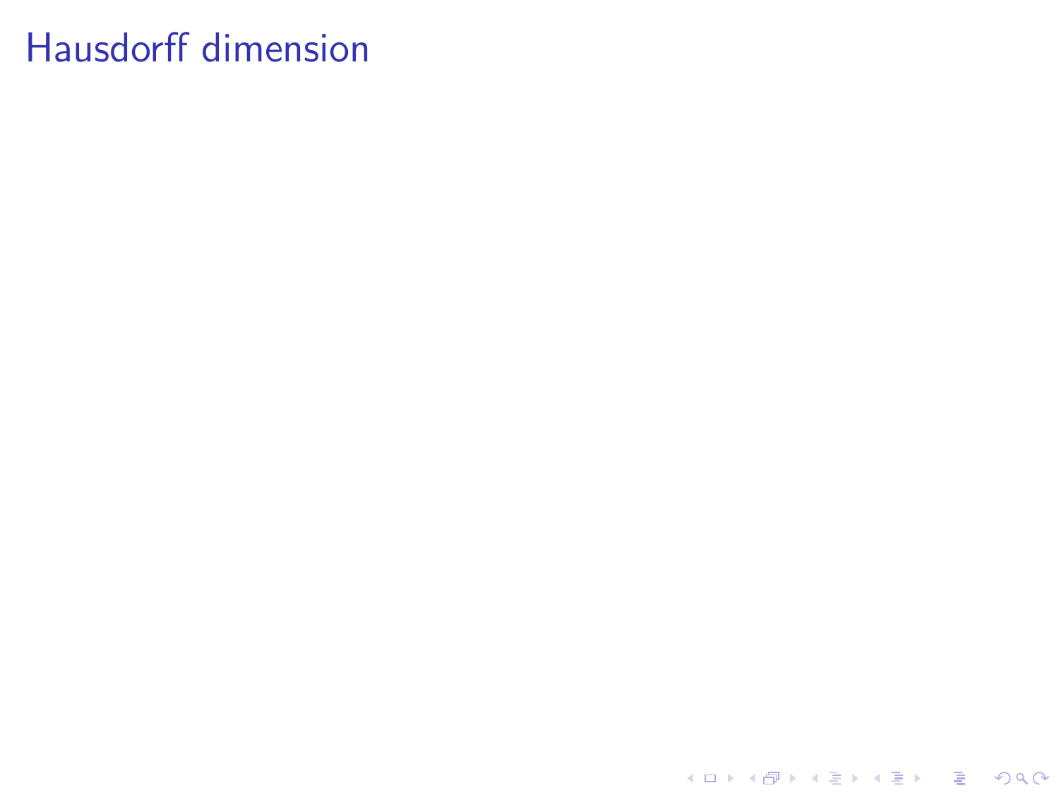# Hausdorff dimension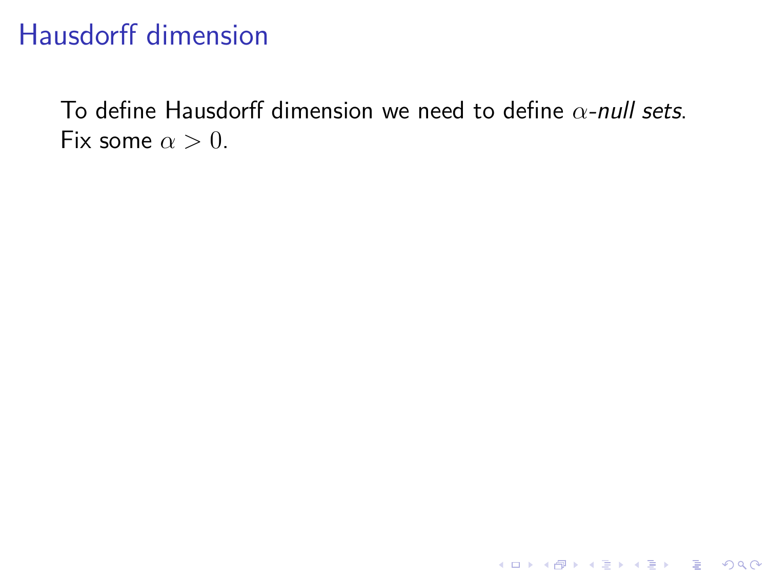# Hausdorff dimension

To define Hausdorff dimension we need to define $\alpha$-*null sets*. Fix some $\alpha > 0$.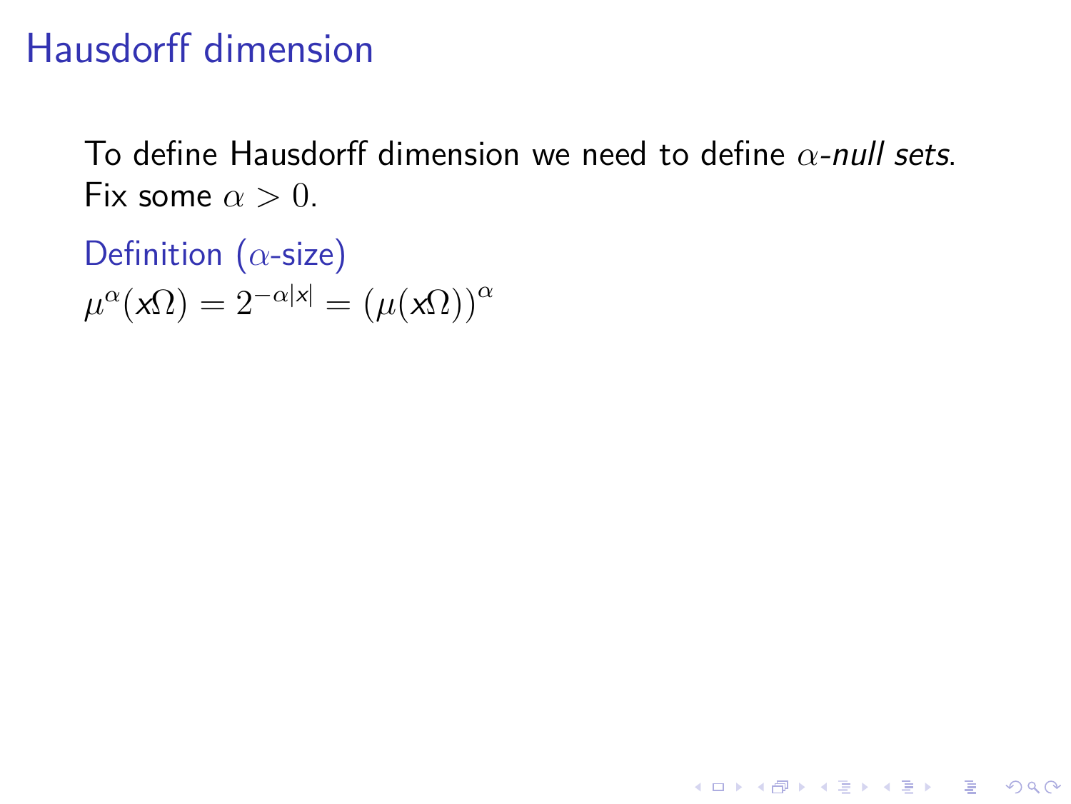# Hausdorff dimension

To define Hausdorff dimension we need to define $\alpha$-*null sets*.
Fix some $\alpha > 0$.

**Definition ($\alpha$-size)**

$\mu^\alpha(x\Omega) = 2^{-\alpha|x|} = (\mu(x\Omega))^\alpha$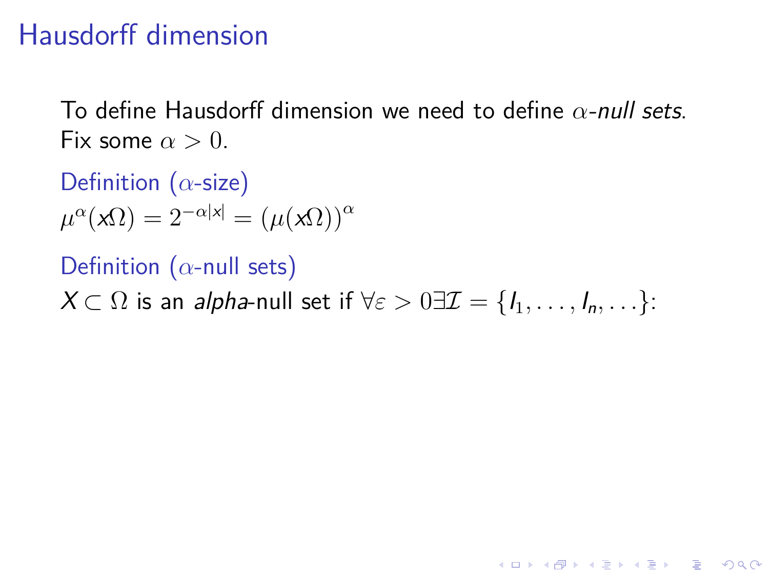# Hausdorff dimension

To define Hausdorff dimension we need to define $\alpha$-*null sets*. Fix some $\alpha > 0$.

Definition ($\alpha$-size)

$\mu^{\alpha}(x\Omega) = 2^{-\alpha|x|} = (\mu(x\Omega))^{\alpha}$

Definition ($\alpha$-null sets)

$X \subset \Omega$ is an *alpha*-null set if $\forall \varepsilon > 0 \exists \mathcal{I} = \{I_1, \ldots, I_n, \ldots\}$: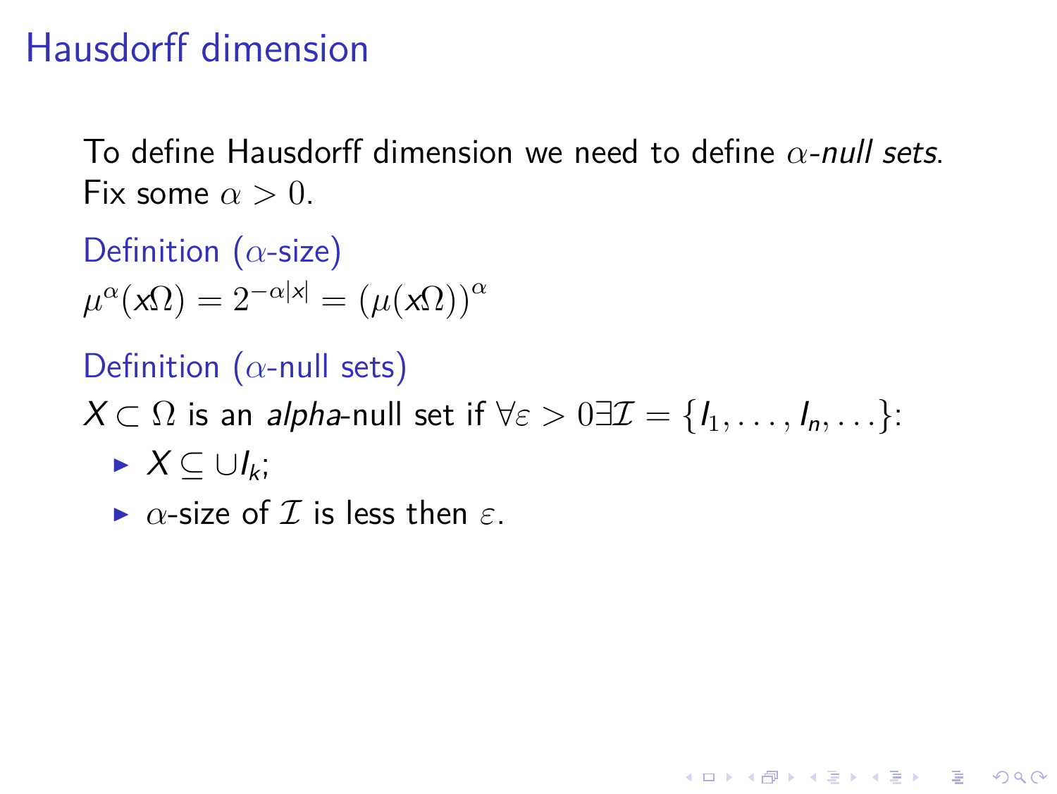# Hausdorff dimension

To define Hausdorff dimension we need to define $\alpha$-*null sets*. Fix some $\alpha > 0$.

**Definition ($\alpha$-size)**

$\mu^\alpha(x\Omega) = 2^{-\alpha|x|} = (\mu(x\Omega))^\alpha$

**Definition ($\alpha$-null sets)**

$X \subset \Omega$ is an *alpha*-null set if $\forall \varepsilon > 0 \exists \mathcal{I} = \{I_1, \ldots, I_n, \ldots\}$:

- $X \subseteq \cup I_k$;
- $\alpha$-size of $\mathcal{I}$ is less then $\varepsilon$.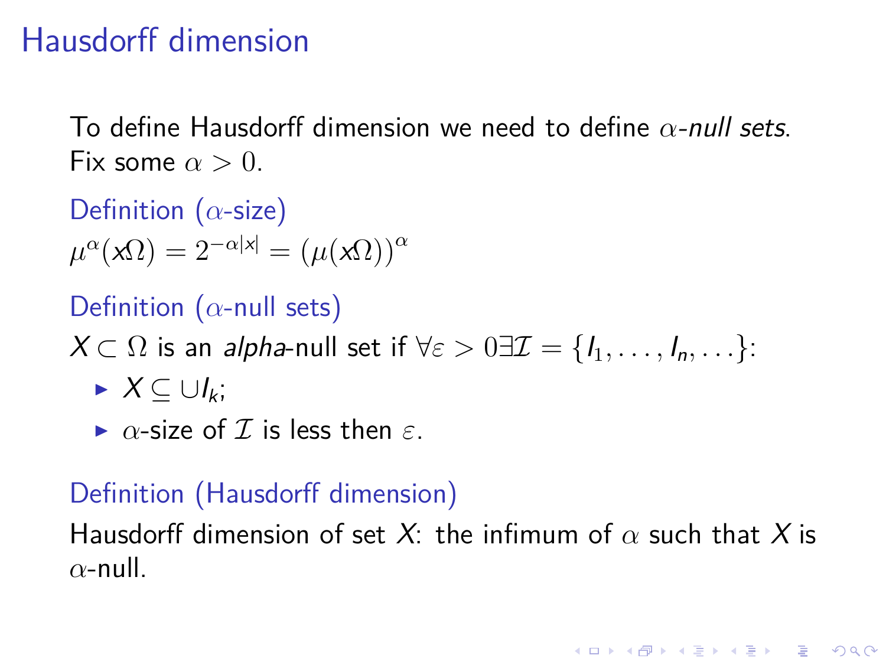# Hausdorff dimension

To define Hausdorff dimension we need to define $\alpha$-*null sets*. Fix some $\alpha > 0$.

**Definition ($\alpha$-size)**

$\mu^\alpha(x\Omega) = 2^{-\alpha|x|} = (\mu(x\Omega))^\alpha$

**Definition ($\alpha$-null sets)**

$X \subset \Omega$ is an *alpha*-null set if $\forall \varepsilon > 0 \exists \mathcal{I} = \{I_1, \ldots, I_n, \ldots\}$:

- $X \subseteq \cup I_k$;
- $\alpha$-size of $\mathcal{I}$ is less then $\varepsilon$.

**Definition (Hausdorff dimension)**

Hausdorff dimension of set $X$: the infimum of $\alpha$ such that $X$ is $\alpha$-null.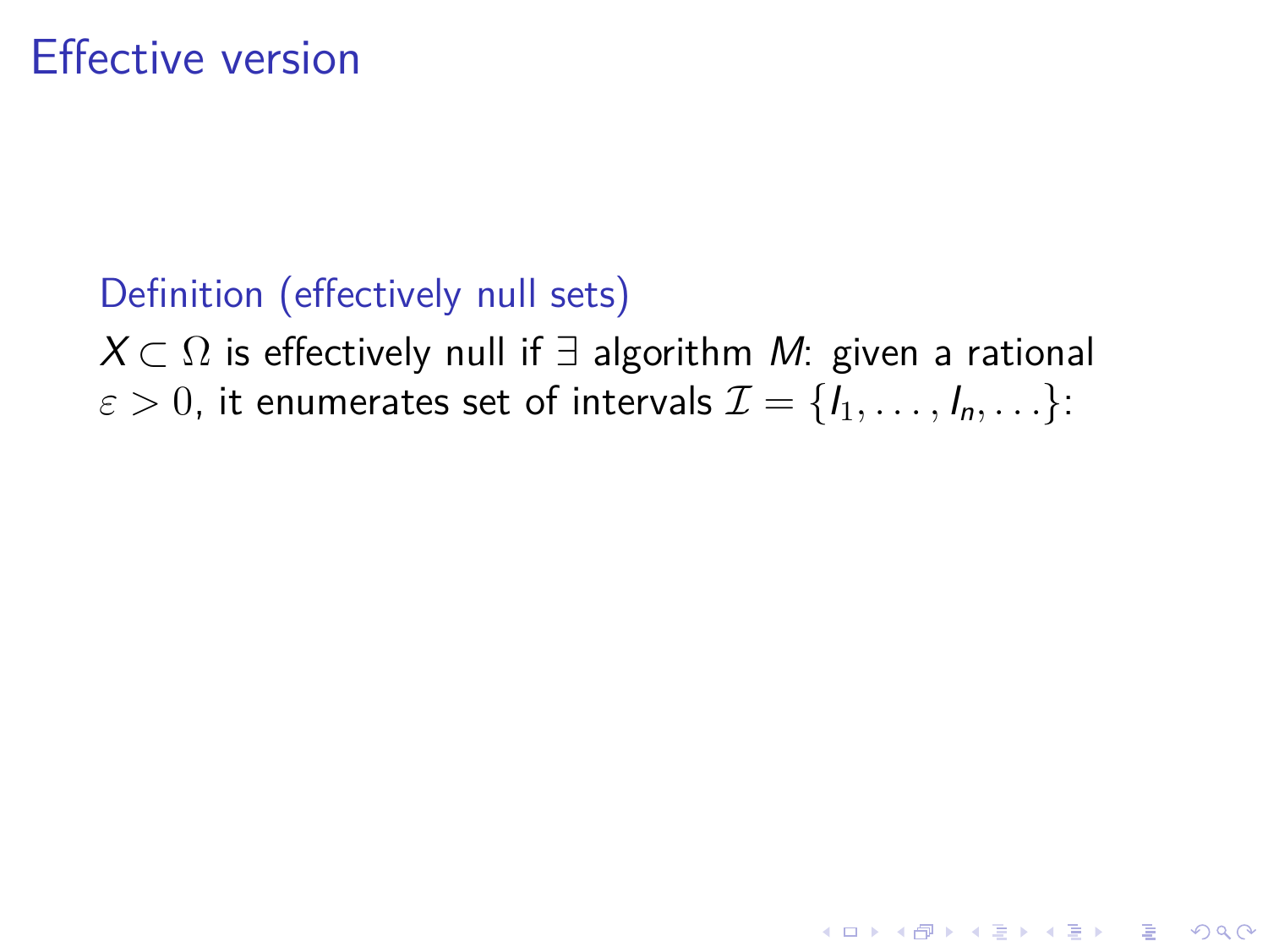# Effective version

**Definition (effectively null sets)**

$X \subset \Omega$ is effectively null if $\exists$ algorithm $M$: given a rational $\varepsilon > 0$, it enumerates set of intervals $\mathcal{I} = \{I_1, \ldots, I_n, \ldots\}$: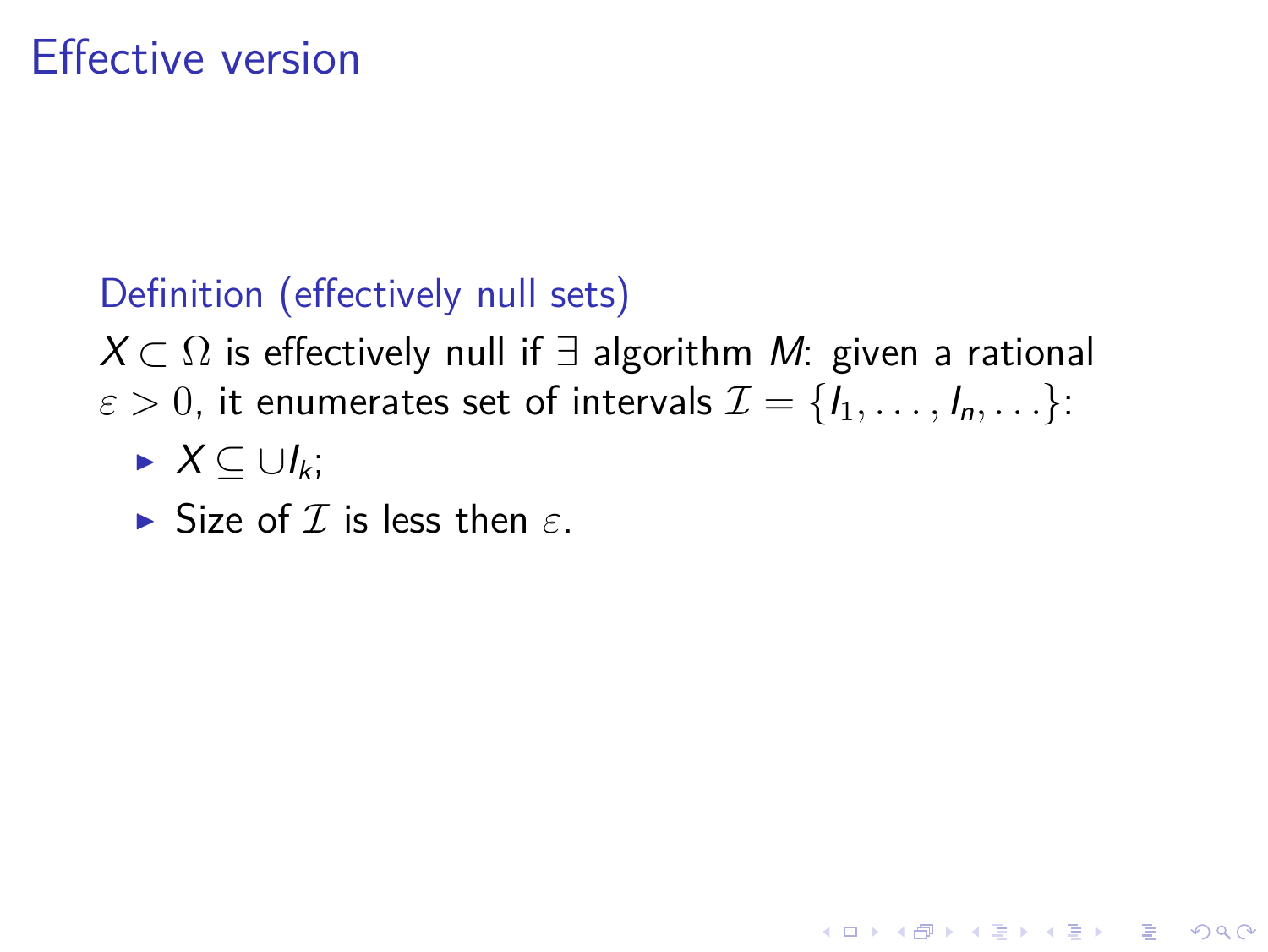# Effective version

**Definition (effectively null sets)**

$X \subset \Omega$ is effectively null if $\exists$ algorithm $M$: given a rational $\varepsilon > 0$, it enumerates set of intervals $\mathcal{I} = \{I_1, \ldots, I_n, \ldots\}$:

- $X \subseteq \cup I_k$;
- Size of $\mathcal{I}$ is less then $\varepsilon$.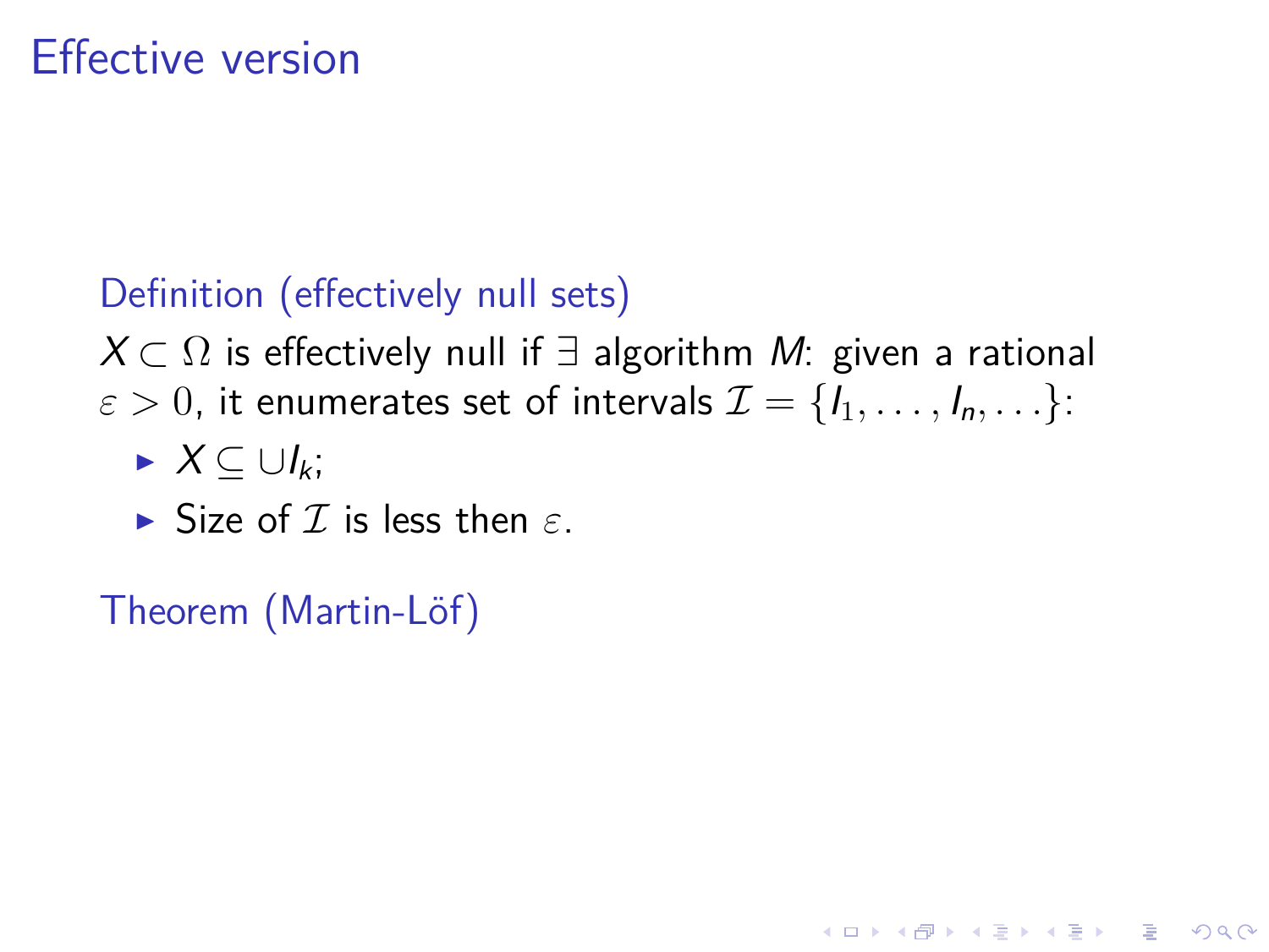# Effective version

**Definition (effectively null sets)**

$X \subset \Omega$ is effectively null if $\exists$ algorithm $M$: given a rational $\varepsilon > 0$, it enumerates set of intervals $\mathcal{I} = \{I_1, \ldots, I_n, \ldots\}$:

- $X \subseteq \cup I_k$;
- Size of $\mathcal{I}$ is less then $\varepsilon$.

**Theorem (Martin-Löf)**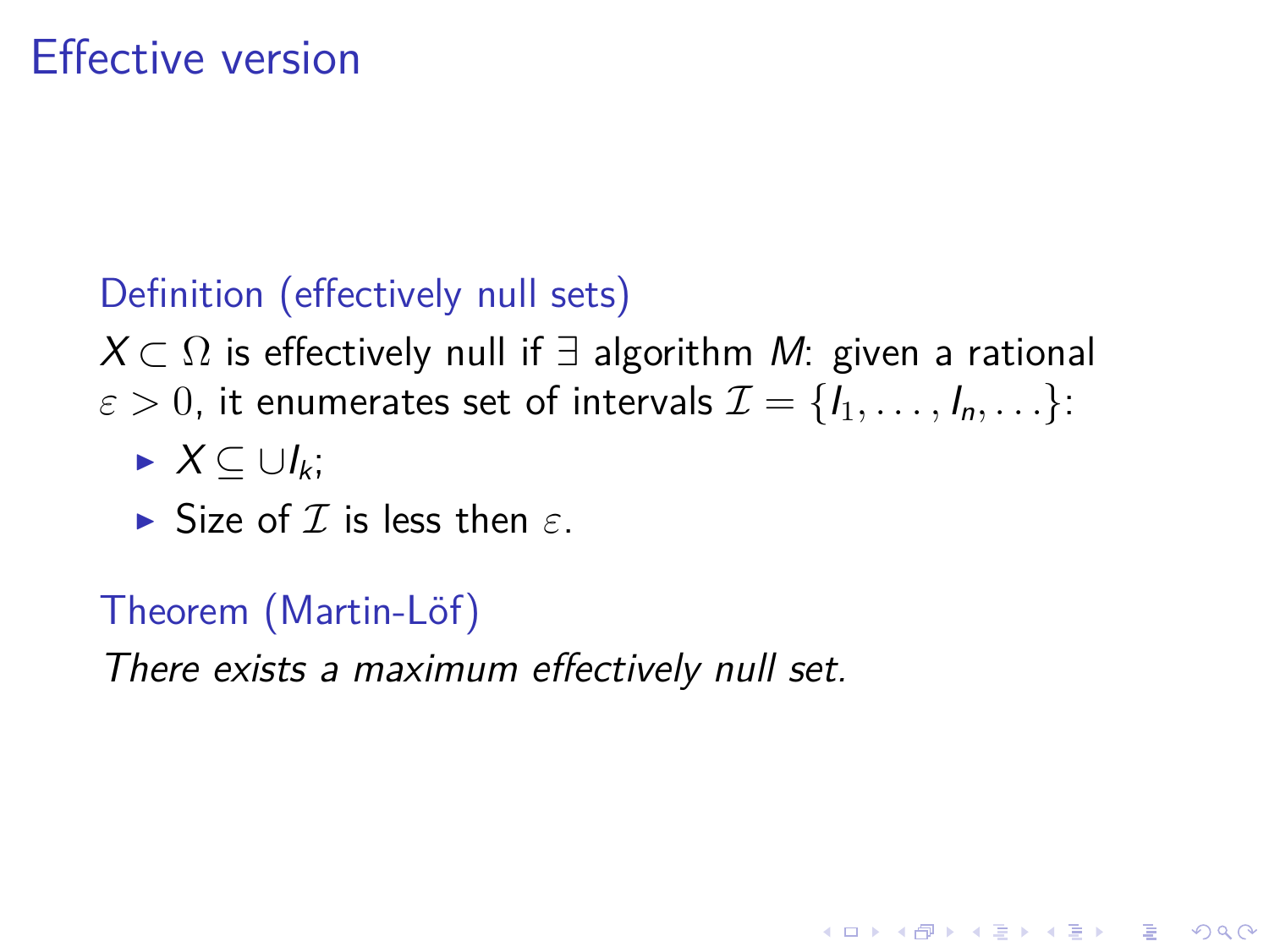# Effective version

**Definition (effectively null sets)**

$X \subset \Omega$ is effectively null if $\exists$ algorithm $M$: given a rational $\varepsilon > 0$, it enumerates set of intervals $\mathcal{I} = \{I_1, \ldots, I_n, \ldots\}$:

- $X \subseteq \cup I_k$;
- Size of $\mathcal{I}$ is less then $\varepsilon$.

**Theorem (Martin-Löf)**

*There exists a maximum effectively null set.*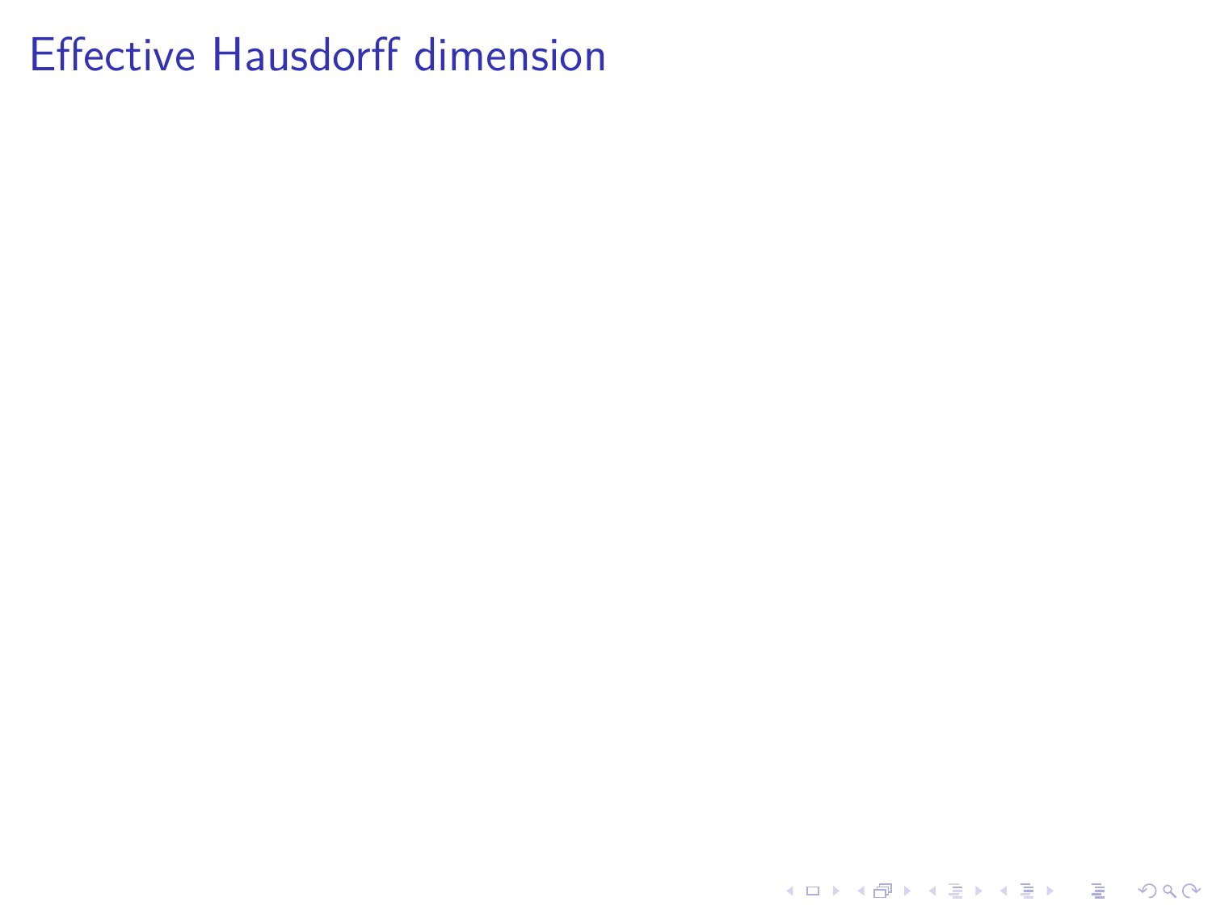# Effective Hausdorff dimension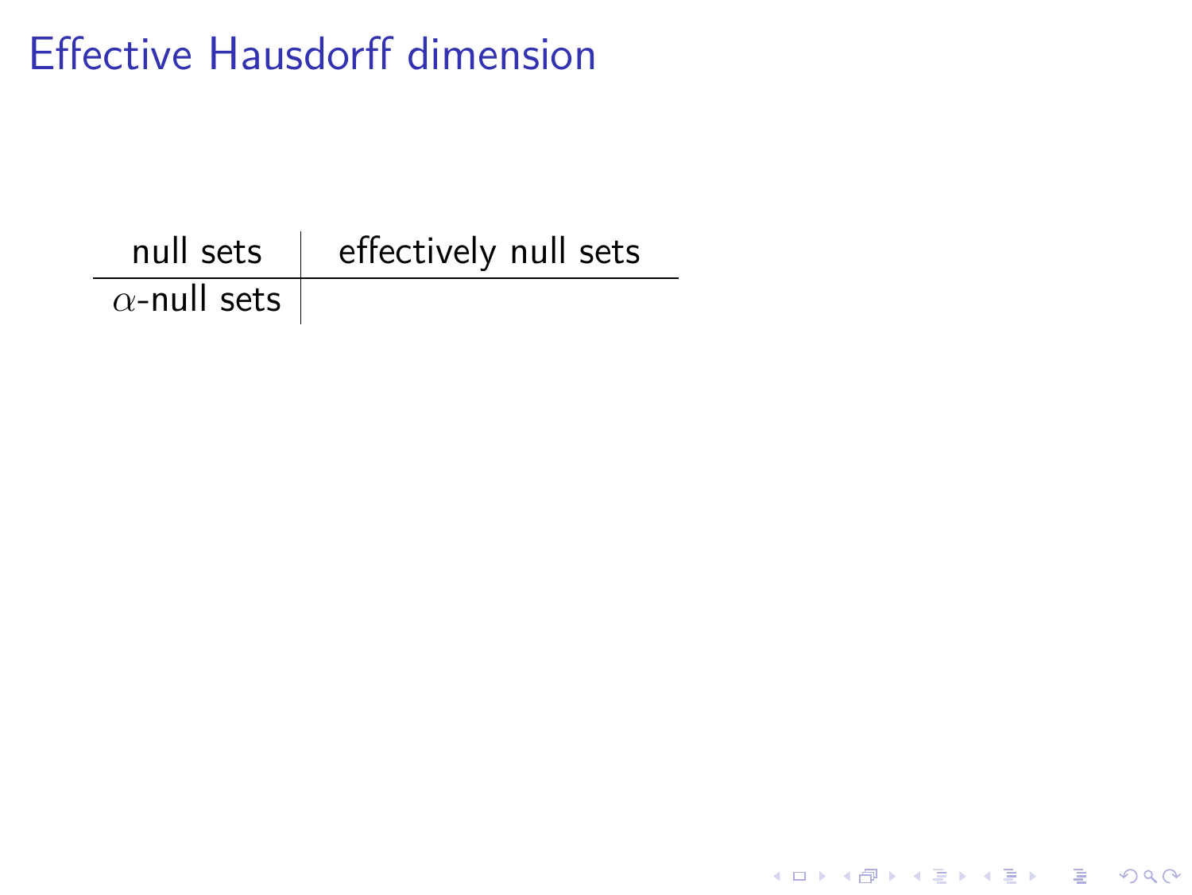# Effective Hausdorff dimension

| null sets | effectively null sets |
|---|---|
| $\alpha$-null sets | |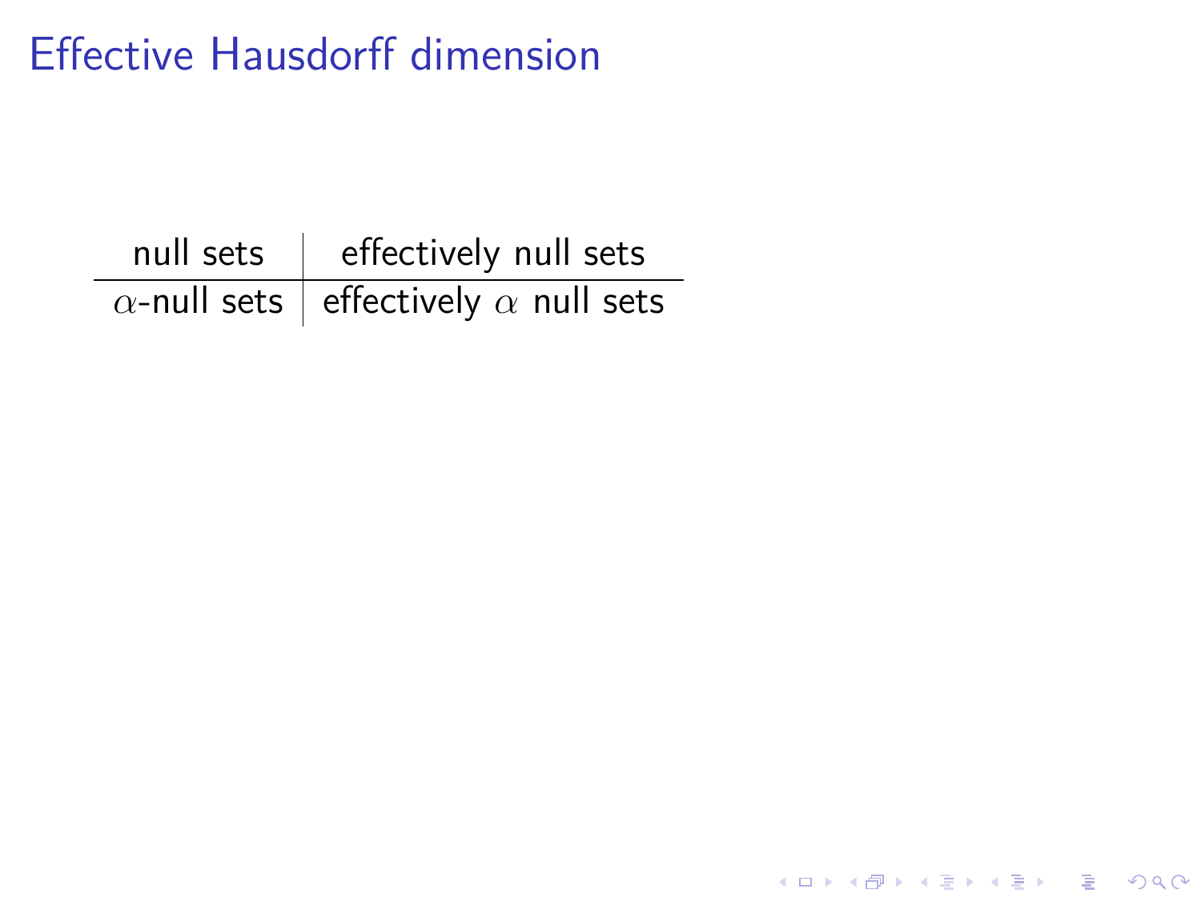# Effective Hausdorff dimension

| null sets | effectively null sets |
|---|---|
| $\alpha$-null sets | effectively $\alpha$ null sets |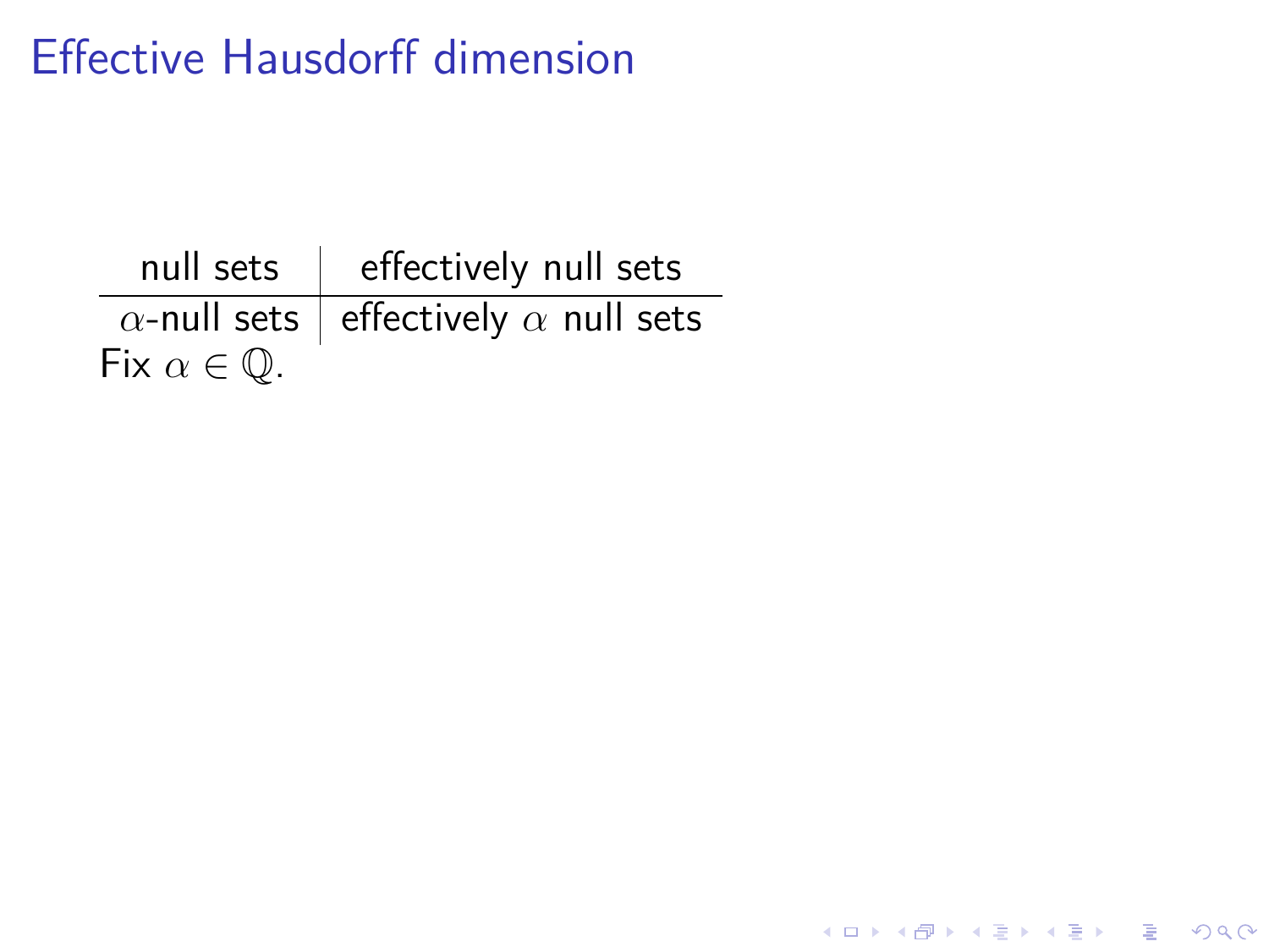# Effective Hausdorff dimension

| null sets | effectively null sets |
|---|---|
| $\alpha$-null sets | effectively $\alpha$ null sets |

Fix $\alpha \in \mathbb{Q}$.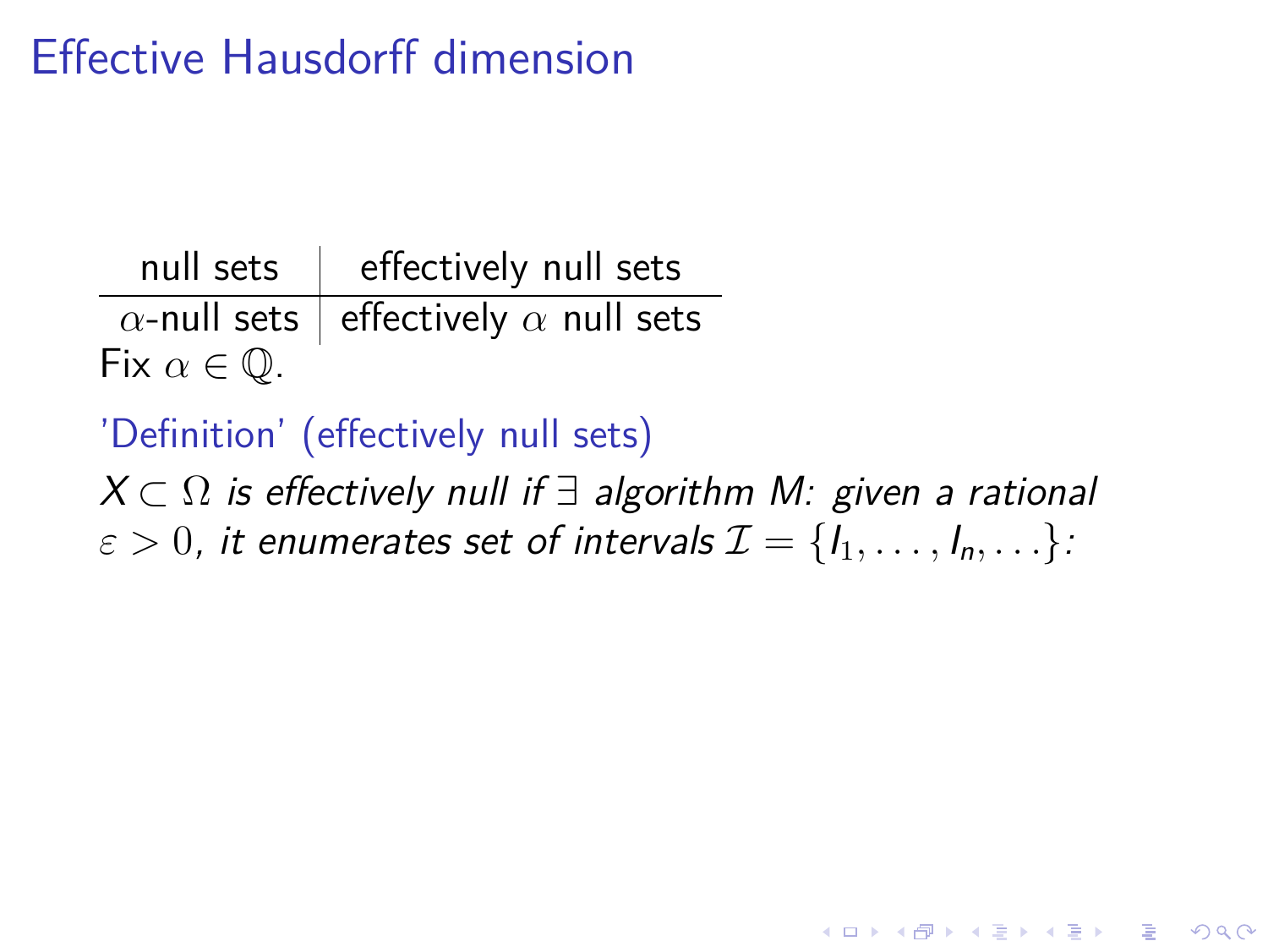# Effective Hausdorff dimension

| null sets | effectively null sets |
|---|---|
| $\alpha$-null sets | effectively $\alpha$ null sets |

Fix $\alpha \in \mathbb{Q}$.

'Definition' (effectively null sets)

*$X \subset \Omega$ is effectively null if $\exists$ algorithm M: given a rational $\varepsilon > 0$, it enumerates set of intervals $\mathcal{I} = \{I_1, \ldots, I_n, \ldots\}$:*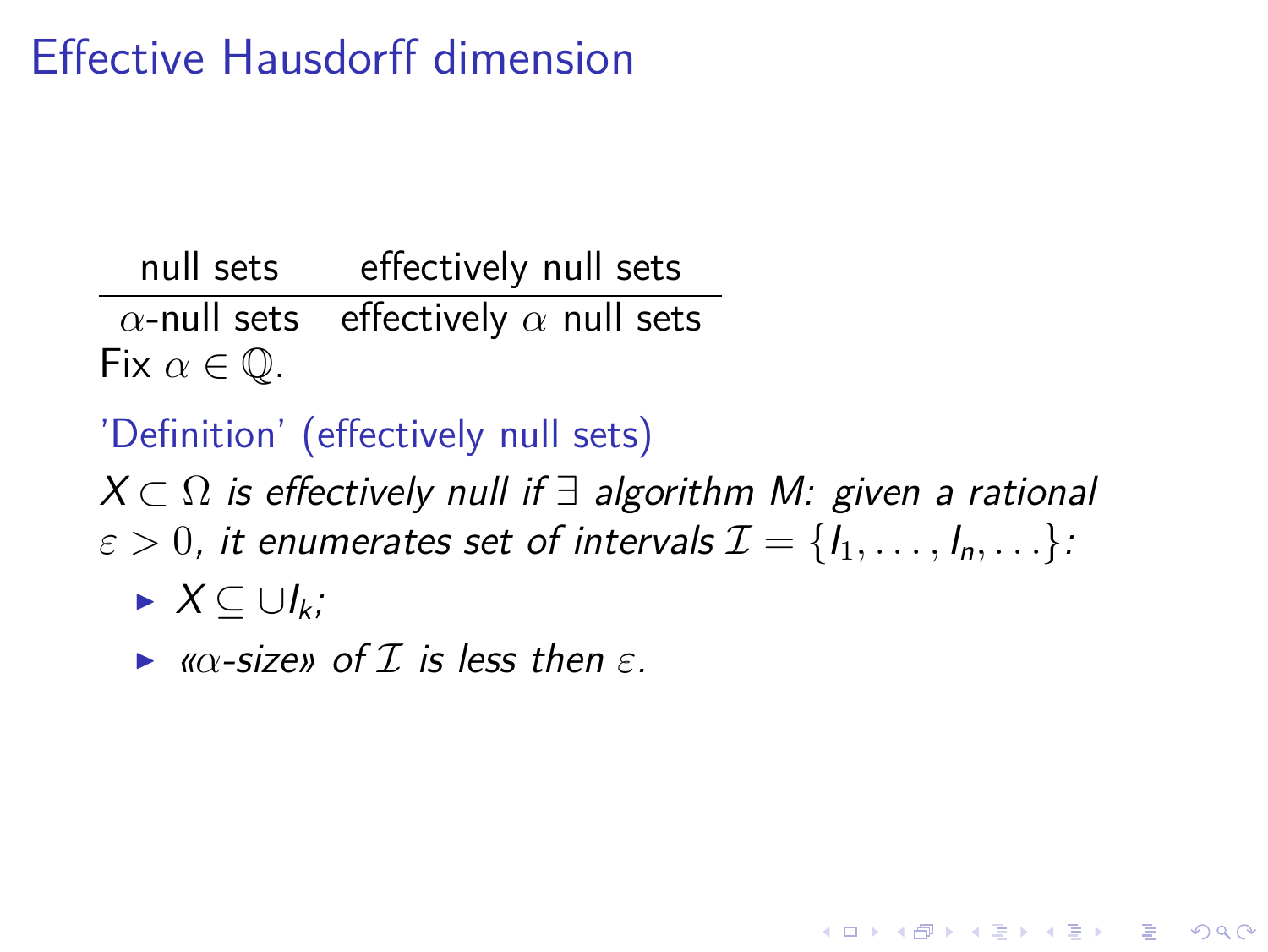# Effective Hausdorff dimension

| null sets | effectively null sets |
|---|---|
| $\alpha$-null sets | effectively $\alpha$ null sets |

Fix $\alpha \in \mathbb{Q}$.

'Definition' (effectively null sets)

*$X \subset \Omega$ is effectively null if $\exists$ algorithm M: given a rational $\varepsilon > 0$, it enumerates set of intervals $\mathcal{I} = \{I_1, \ldots, I_n, \ldots\}$:*

- *$X \subseteq \cup I_k$;*
- *«$\alpha$-size» of $\mathcal{I}$ is less then $\varepsilon$.*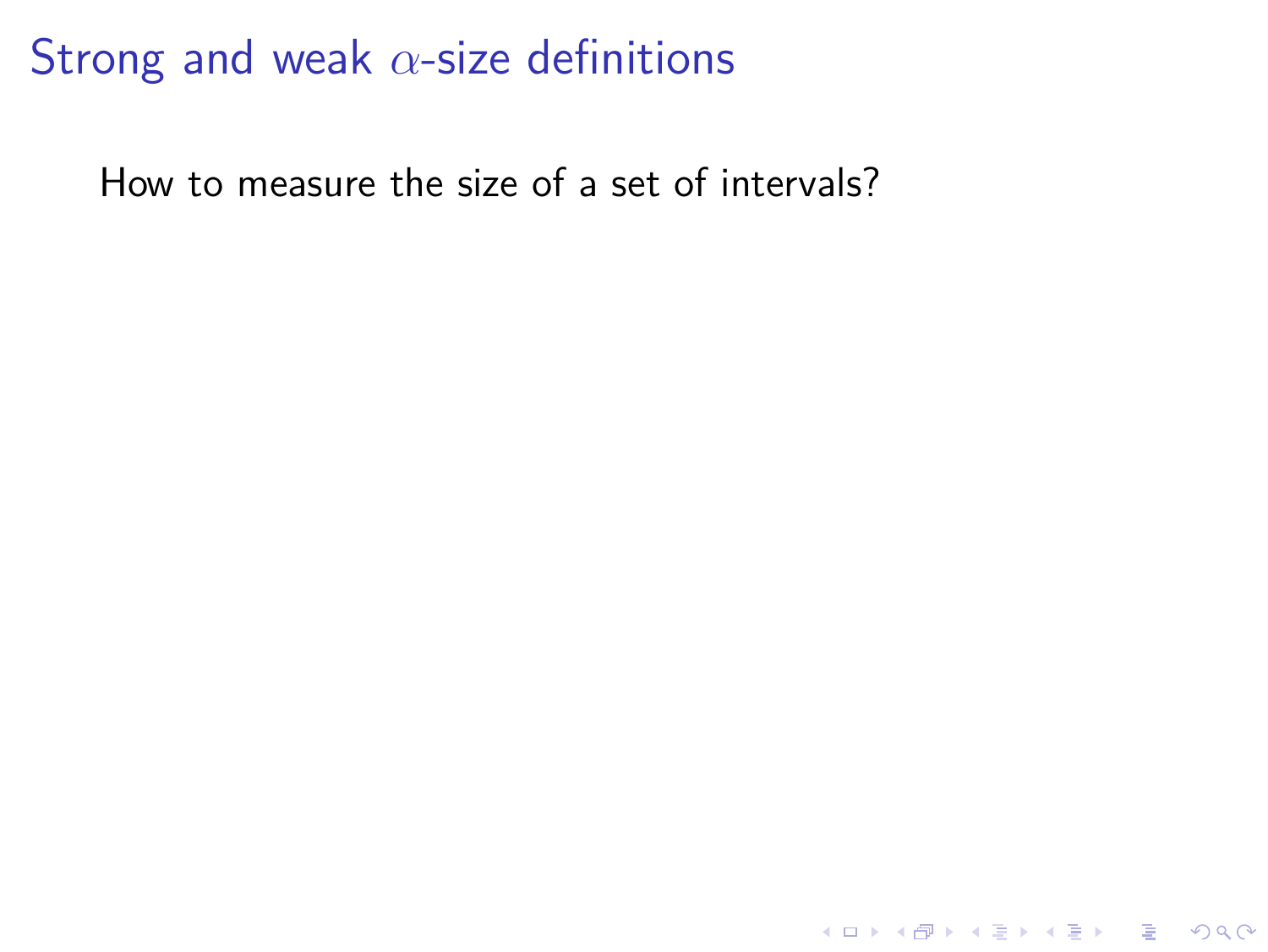# Strong and weak $\alpha$-size definitions

How to measure the size of a set of intervals?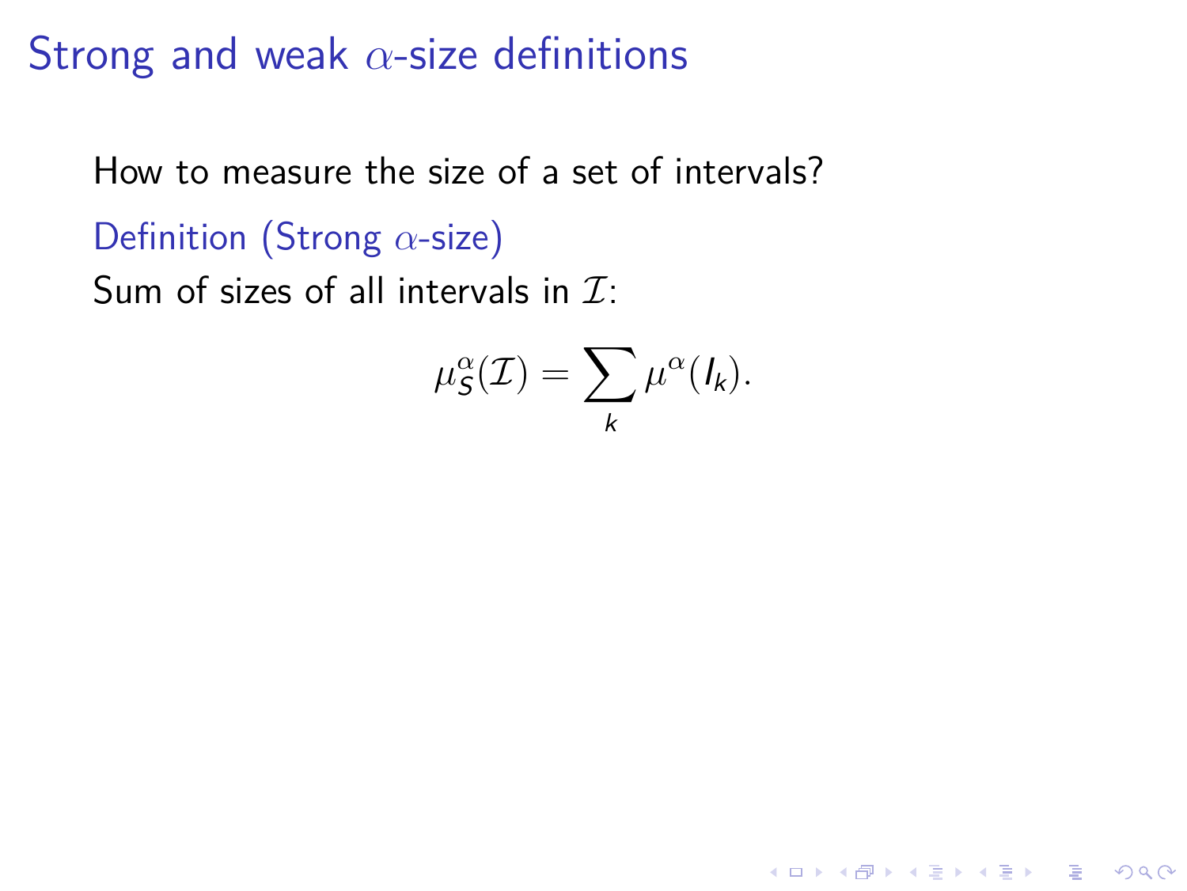# Strong and weak $\alpha$-size definitions

How to measure the size of a set of intervals?

**Definition (Strong $\alpha$-size)**

Sum of sizes of all intervals in $\mathcal{I}$:

$$\mu_S^\alpha(\mathcal{I}) = \sum_k \mu^\alpha(I_k).$$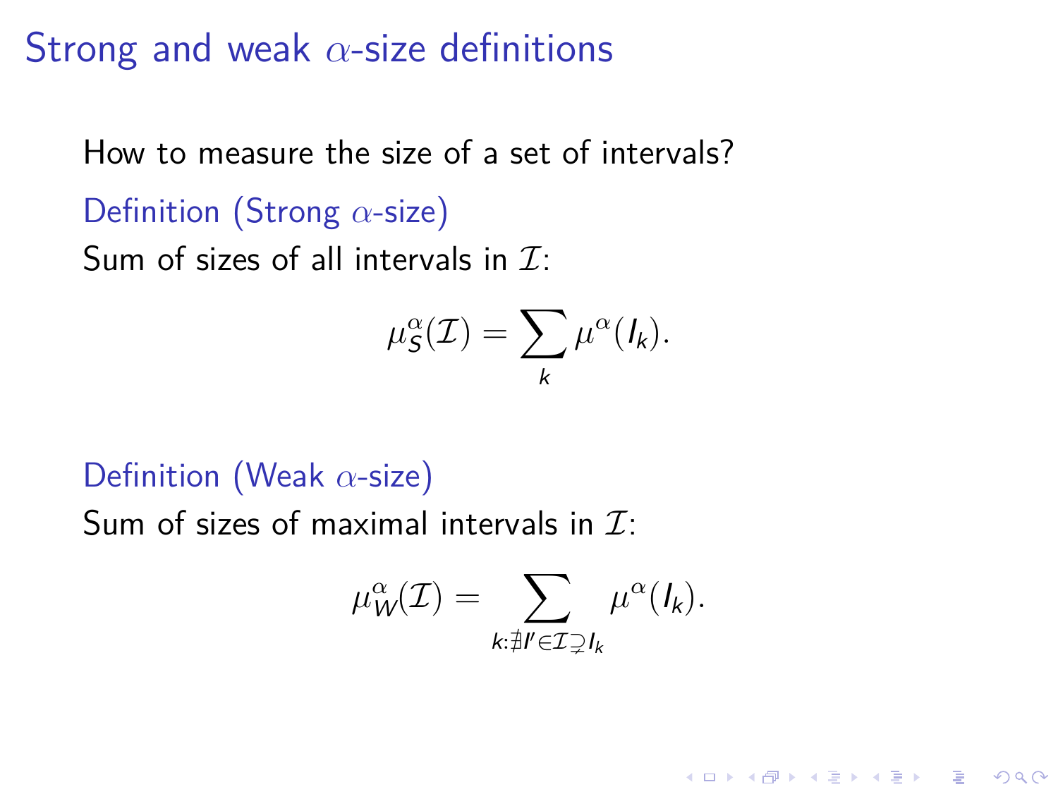# Strong and weak $\alpha$-size definitions

How to measure the size of a set of intervals?

**Definition (Strong $\alpha$-size)**

Sum of sizes of all intervals in $\mathcal{I}$:

$$\mu_S^\alpha(\mathcal{I}) = \sum_k \mu^\alpha(I_k).$$

**Definition (Weak $\alpha$-size)**

Sum of sizes of maximal intervals in $\mathcal{I}$:

$$\mu_W^\alpha(\mathcal{I}) = \sum_{k : \nexists I' \in \mathcal{I} \supsetneq I_k} \mu^\alpha(I_k).$$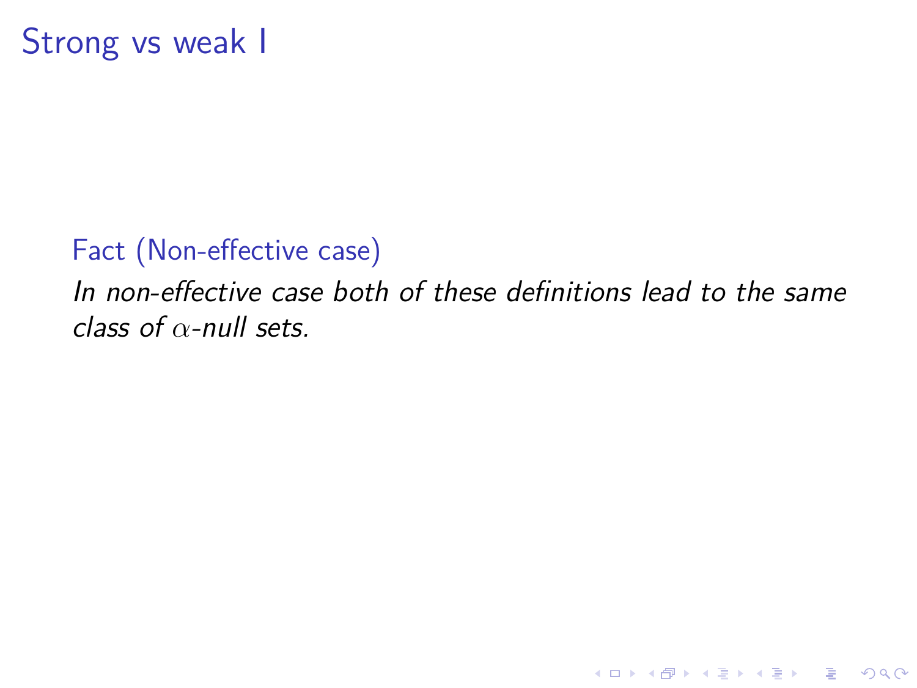# Strong vs weak I

**Fact (Non-effective case)**

*In non-effective case both of these definitions lead to the same class of $\alpha$-null sets.*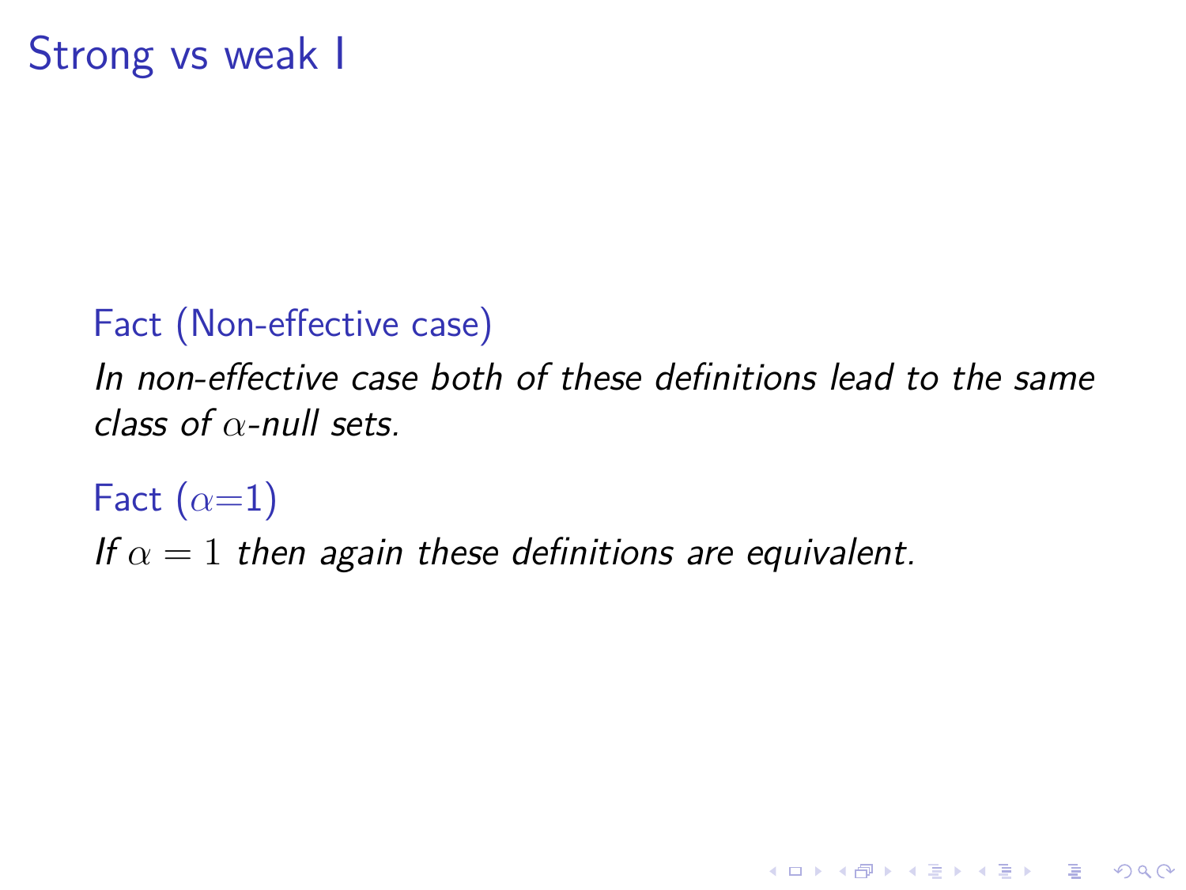# Strong vs weak I

**Fact (Non-effective case)**

*In non-effective case both of these definitions lead to the same class of $\alpha$-null sets.*

**Fact ($\alpha$=1)**

*If $\alpha = 1$ then again these definitions are equivalent.*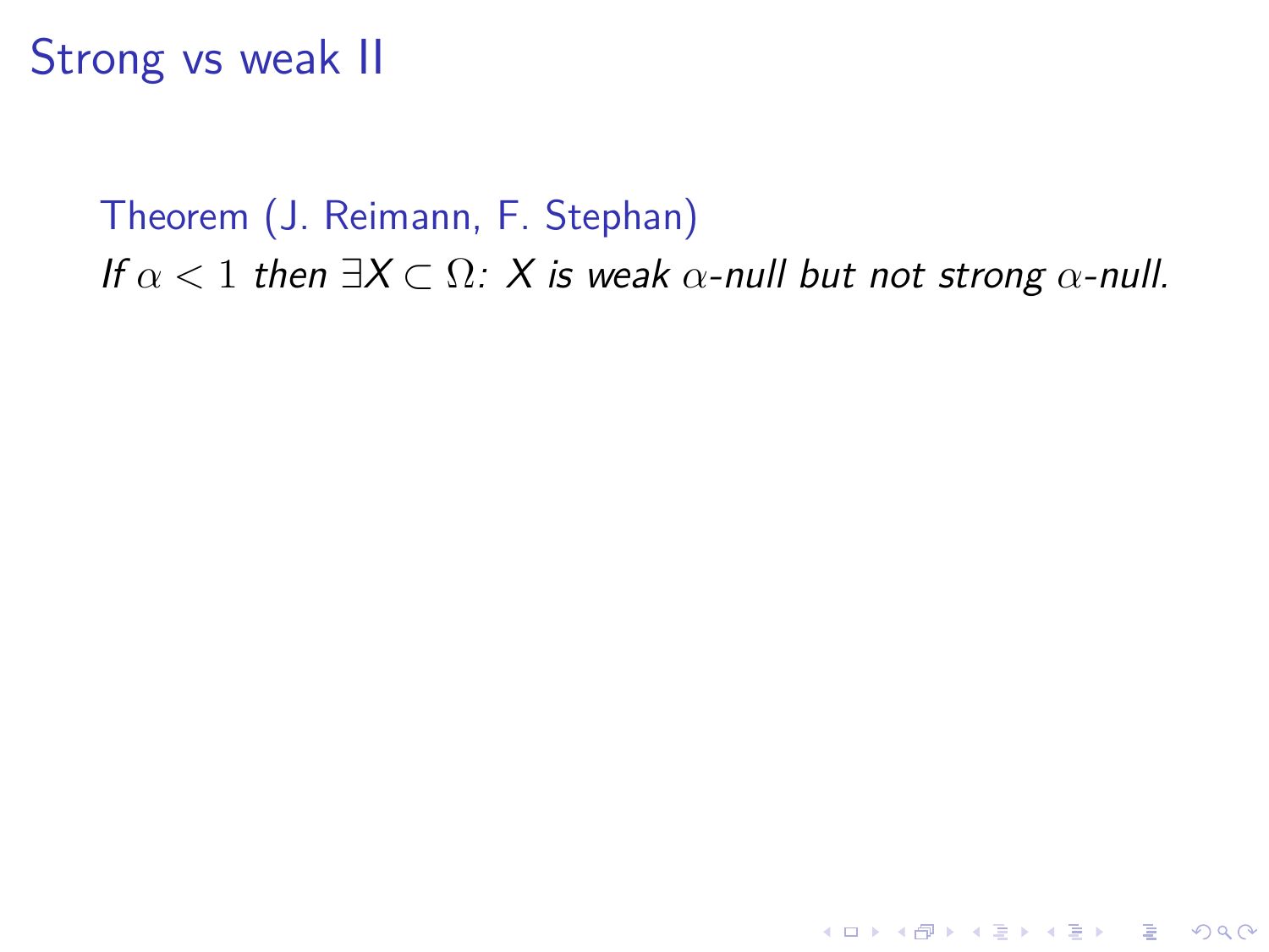# Strong vs weak II

**Theorem (J. Reimann, F. Stephan)**

*If $\alpha < 1$ then $\exists X \subset \Omega$: $X$ is weak $\alpha$-null but not strong $\alpha$-null.*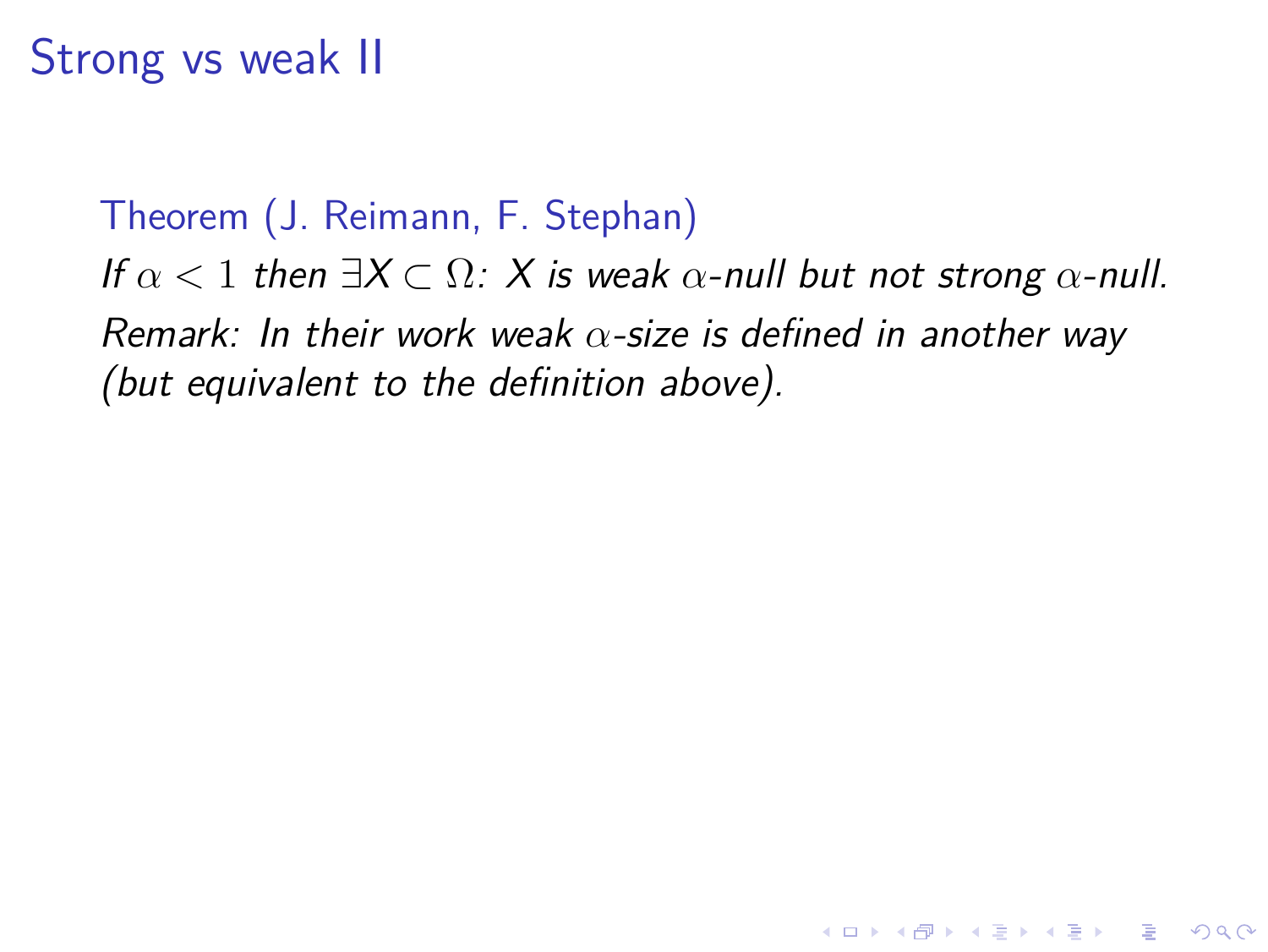# Strong vs weak II

**Theorem (J. Reimann, F. Stephan)**

*If $\alpha < 1$ then $\exists X \subset \Omega$: $X$ is weak $\alpha$-null but not strong $\alpha$-null.*

*Remark: In their work weak $\alpha$-size is defined in another way (but equivalent to the definition above).*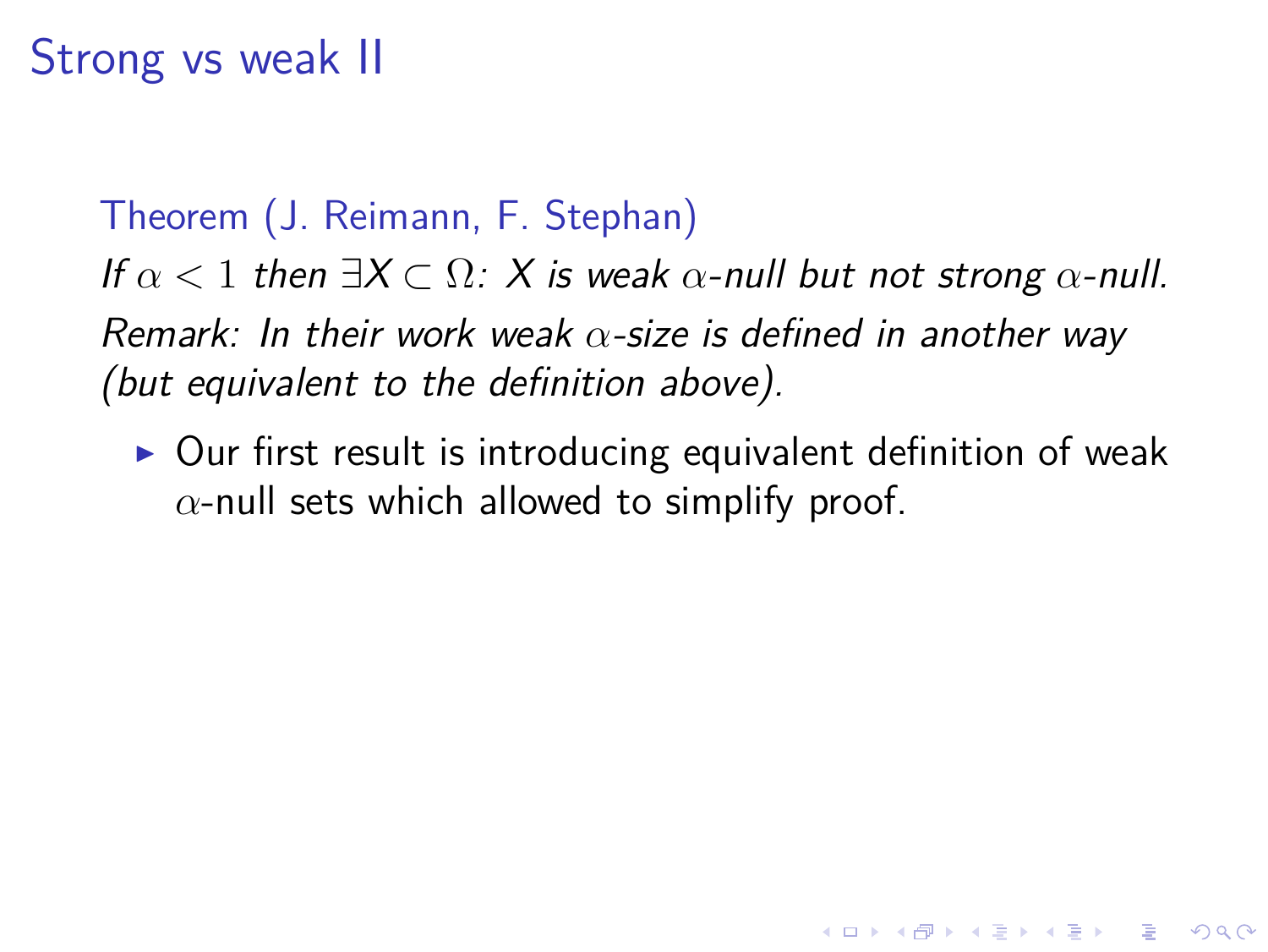# Strong vs weak II

**Theorem (J. Reimann, F. Stephan)**

*If $\alpha < 1$ then $\exists X \subset \Omega$: X is weak $\alpha$-null but not strong $\alpha$-null.*

*Remark: In their work weak $\alpha$-size is defined in another way (but equivalent to the definition above).*

- Our first result is introducing equivalent definition of weak $\alpha$-null sets which allowed to simplify proof.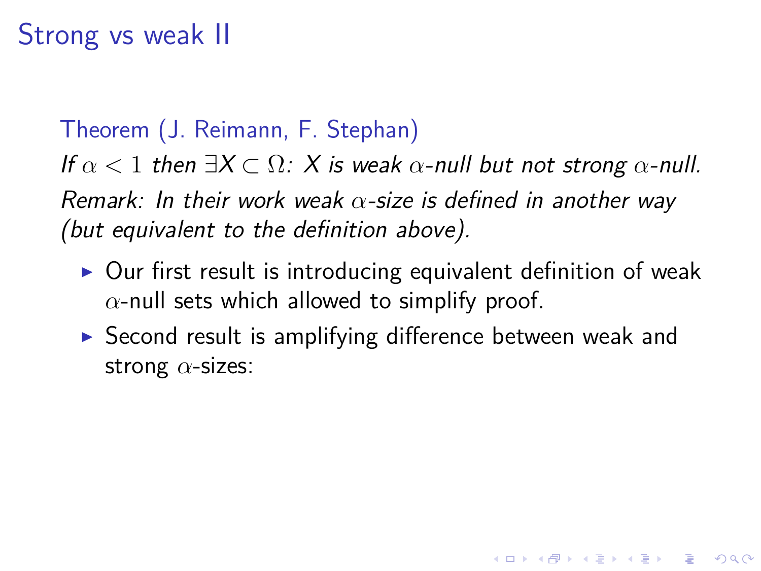# Strong vs weak II

**Theorem (J. Reimann, F. Stephan)**

*If $\alpha < 1$ then $\exists X \subset \Omega$: X is weak $\alpha$-null but not strong $\alpha$-null.*

*Remark: In their work weak $\alpha$-size is defined in another way (but equivalent to the definition above).*

- Our first result is introducing equivalent definition of weak $\alpha$-null sets which allowed to simplify proof.
- Second result is amplifying difference between weak and strong $\alpha$-sizes: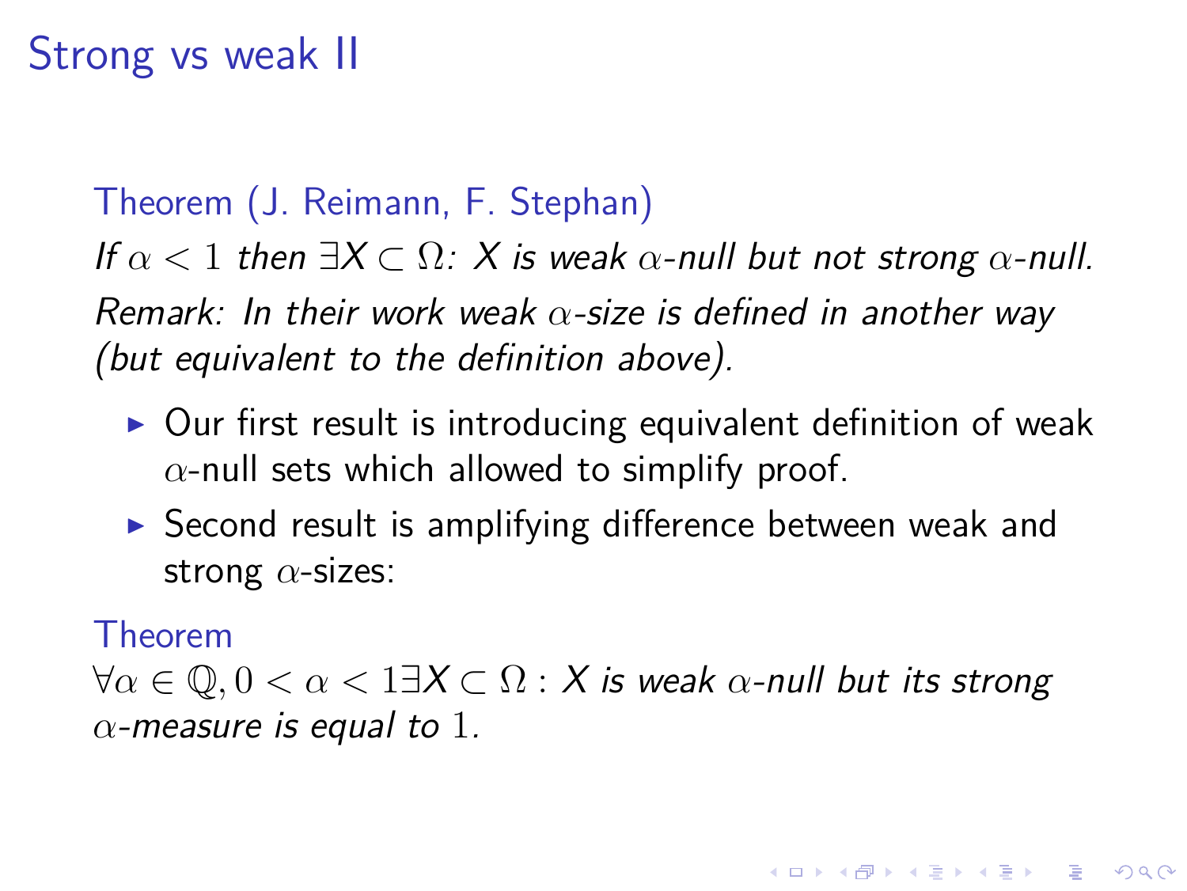# Strong vs weak II

**Theorem (J. Reimann, F. Stephan)**

*If $\alpha < 1$ then $\exists X \subset \Omega$: $X$ is weak $\alpha$-null but not strong $\alpha$-null.*

*Remark: In their work weak $\alpha$-size is defined in another way (but equivalent to the definition above).*

- Our first result is introducing equivalent definition of weak $\alpha$-null sets which allowed to simplify proof.
- Second result is amplifying difference between weak and strong $\alpha$-sizes:

**Theorem**

$\forall \alpha \in \mathbb{Q}, 0 < \alpha < 1 \exists X \subset \Omega :$ *$X$ is weak $\alpha$-null but its strong $\alpha$-measure is equal to $1$.*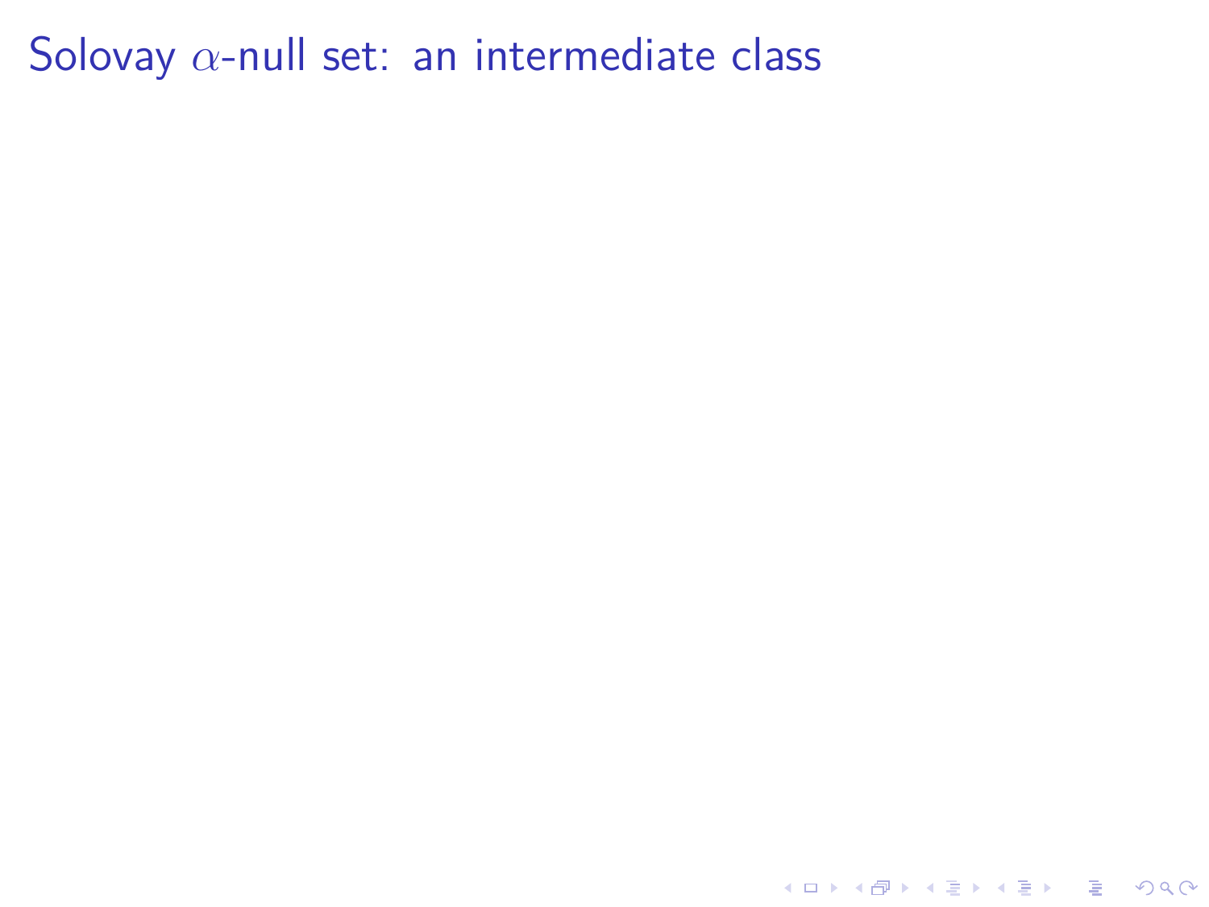# Solovay $\alpha$-null set: an intermediate class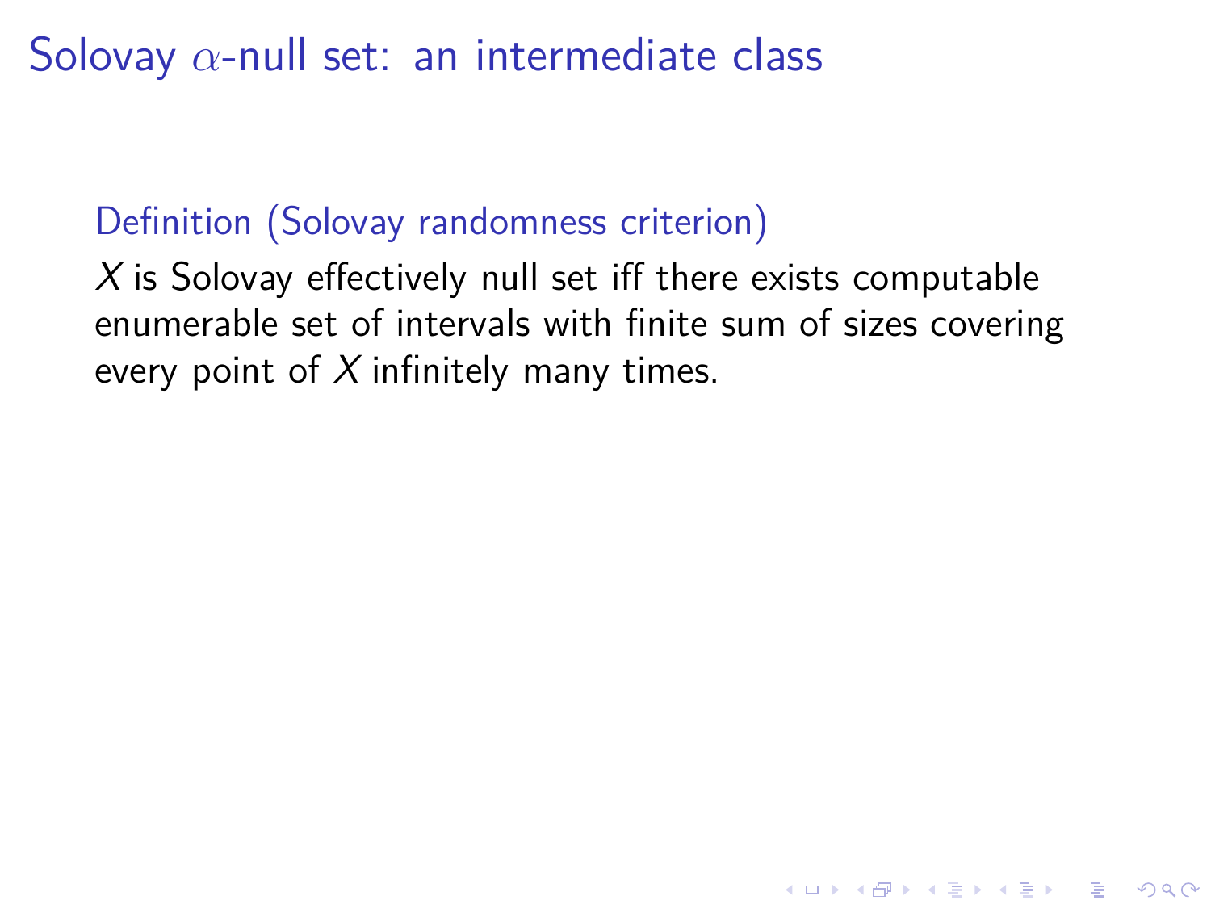# Solovay $\alpha$-null set: an intermediate class

### Definition (Solovay randomness criterion)

$X$ is Solovay effectively null set iff there exists computable enumerable set of intervals with finite sum of sizes covering every point of $X$ infinitely many times.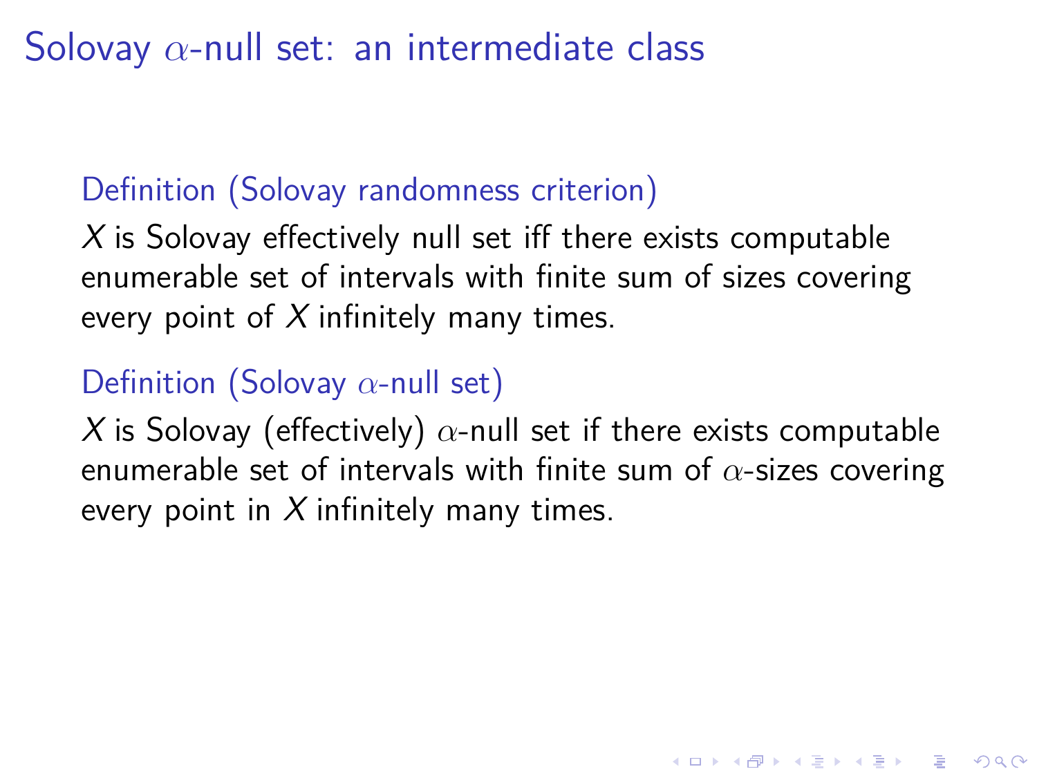# Solovay $\alpha$-null set: an intermediate class

### Definition (Solovay randomness criterion)

$X$ is Solovay effectively null set iff there exists computable enumerable set of intervals with finite sum of sizes covering every point of $X$ infinitely many times.

### Definition (Solovay $\alpha$-null set)

$X$ is Solovay (effectively) $\alpha$-null set if there exists computable enumerable set of intervals with finite sum of $\alpha$-sizes covering every point in $X$ infinitely many times.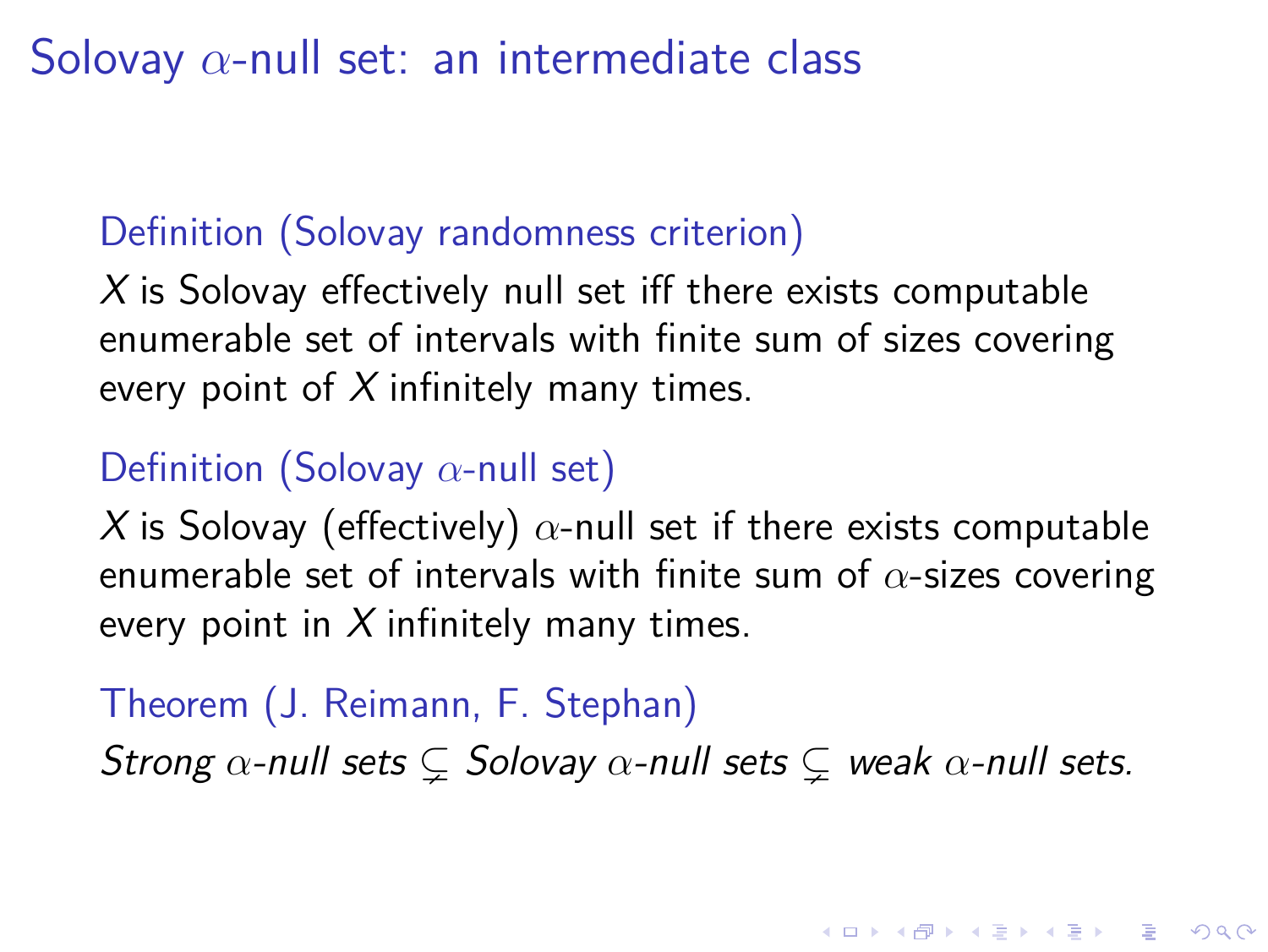# Solovay $\alpha$-null set: an intermediate class

**Definition (Solovay randomness criterion)**

$X$ is Solovay effectively null set iff there exists computable enumerable set of intervals with finite sum of sizes covering every point of $X$ infinitely many times.

**Definition (Solovay $\alpha$-null set)**

$X$ is Solovay (effectively) $\alpha$-null set if there exists computable enumerable set of intervals with finite sum of $\alpha$-sizes covering every point in $X$ infinitely many times.

**Theorem (J. Reimann, F. Stephan)**

*Strong $\alpha$-null sets $\subsetneq$ Solovay $\alpha$-null sets $\subsetneq$ weak $\alpha$-null sets.*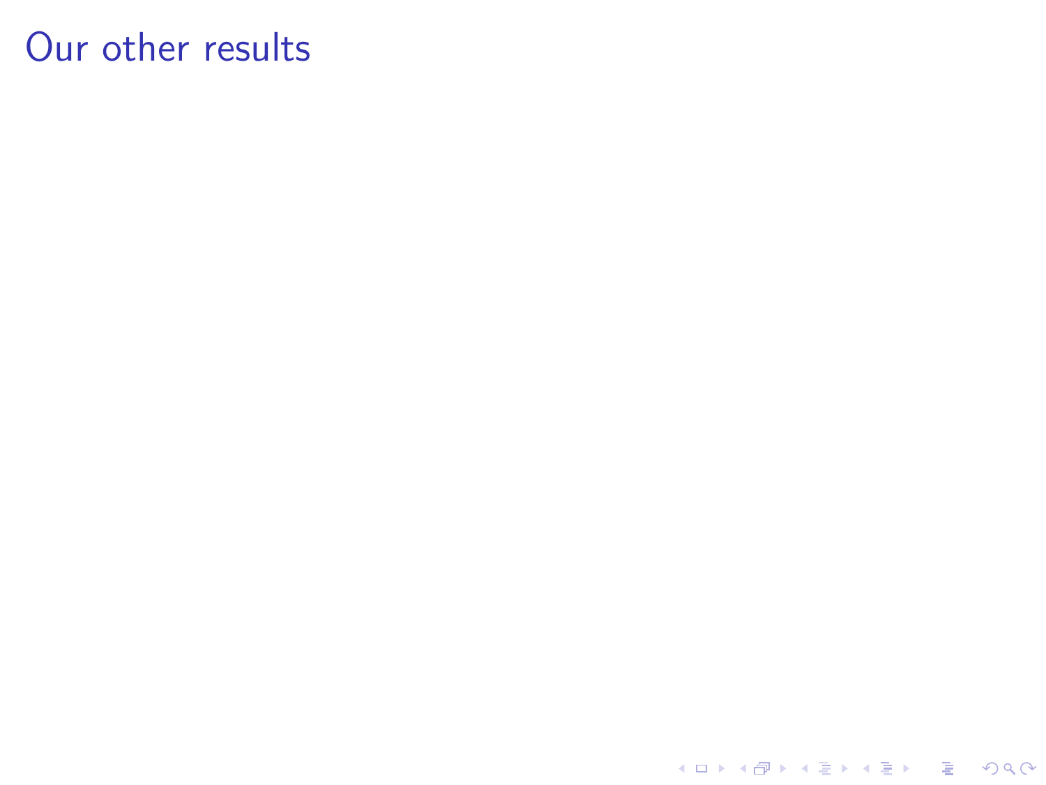# Our other results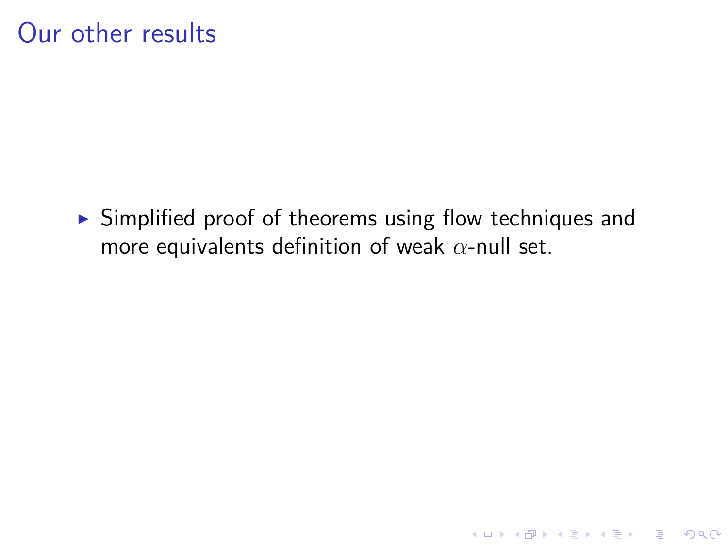# Our other results

- Simplified proof of theorems using flow techniques and more equivalents definition of weak $\alpha$-null set.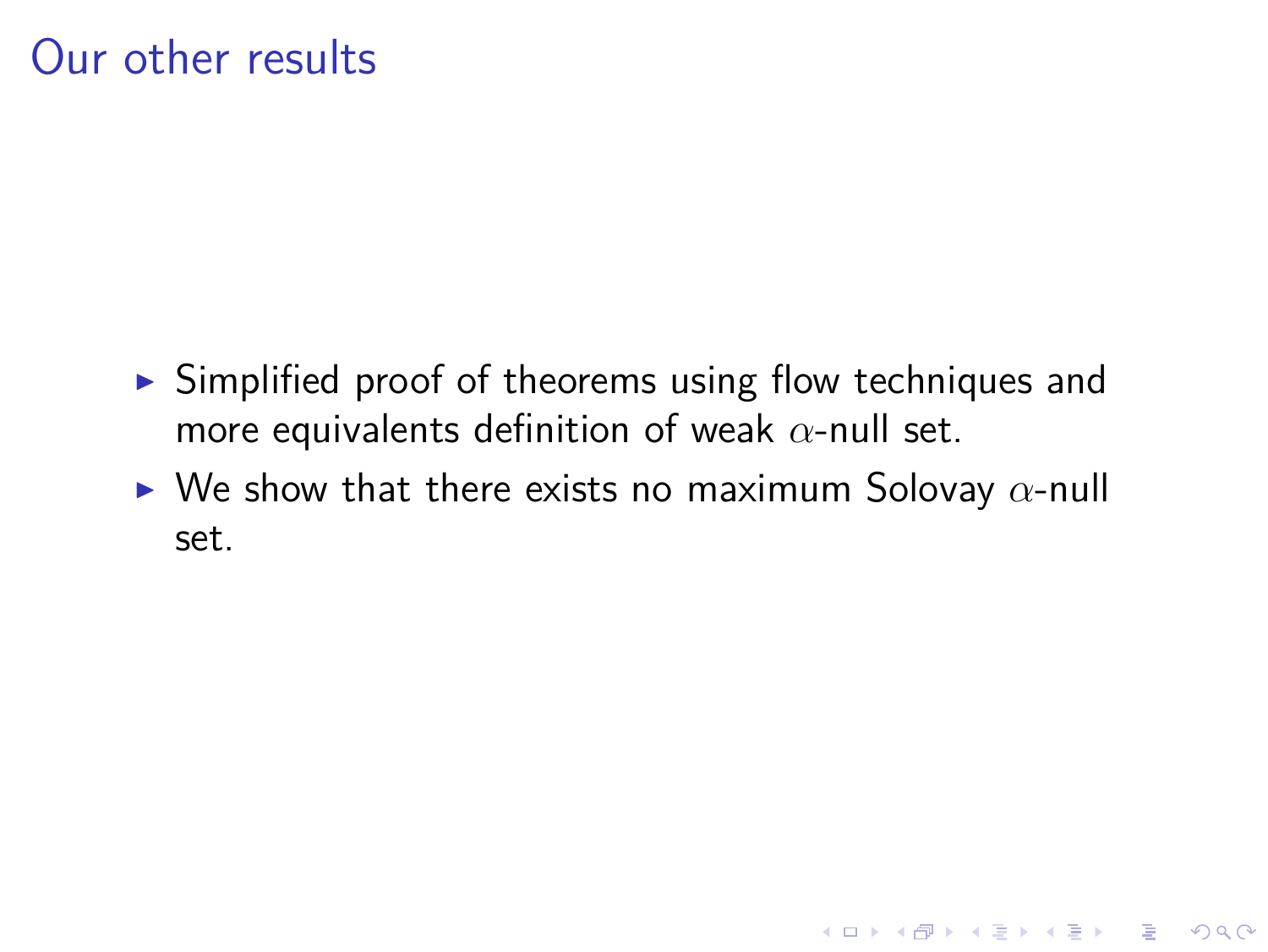# Our other results

- Simplified proof of theorems using flow techniques and more equivalents definition of weak $\alpha$-null set.
- We show that there exists no maximum Solovay $\alpha$-null set.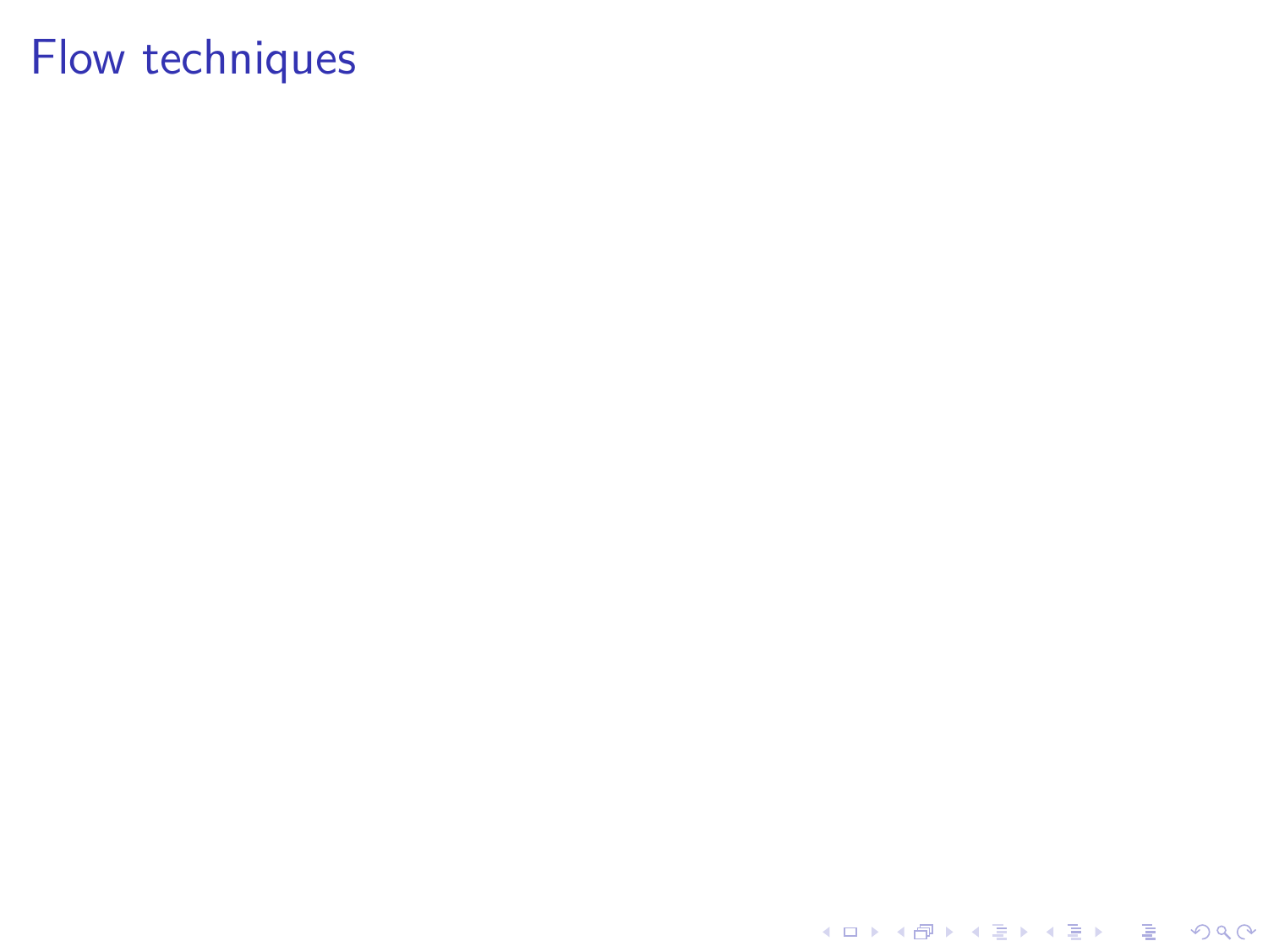# Flow techniques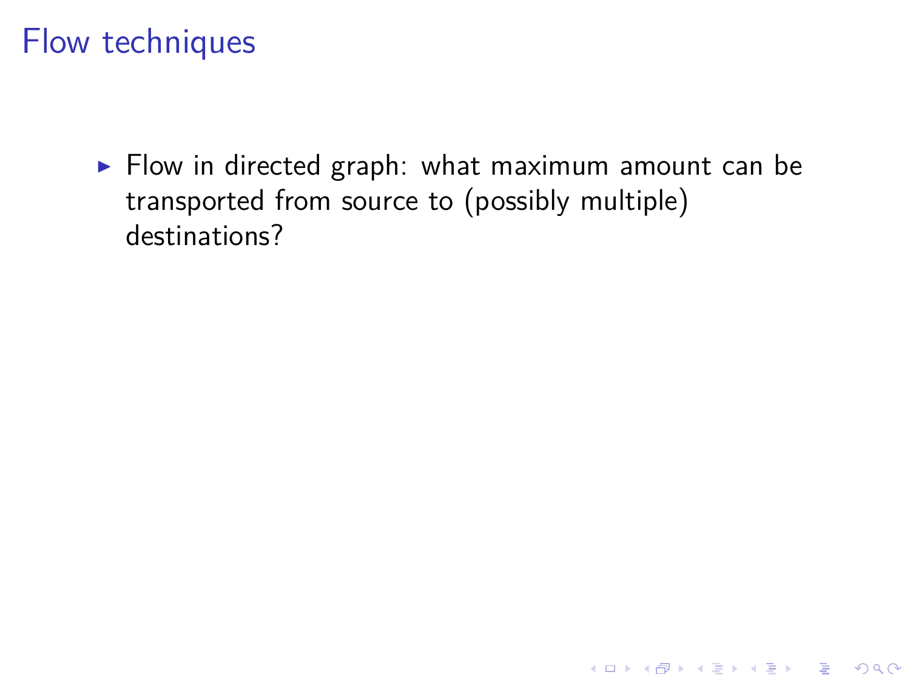# Flow techniques

- Flow in directed graph: what maximum amount can be transported from source to (possibly multiple) destinations?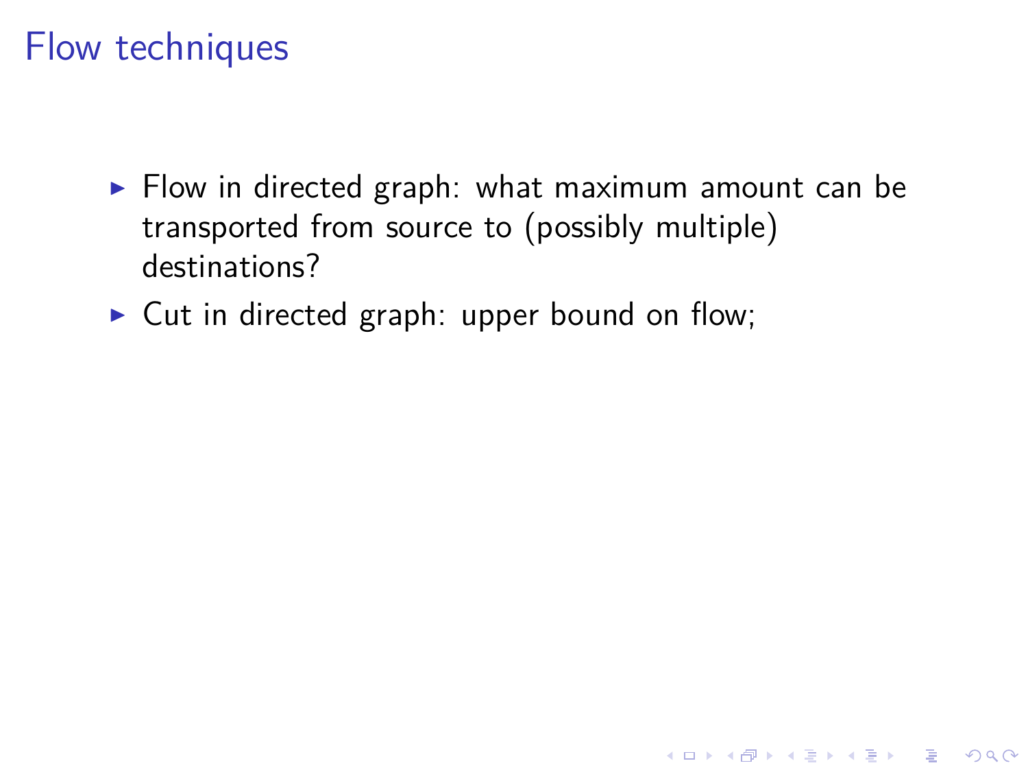# Flow techniques

- Flow in directed graph: what maximum amount can be transported from source to (possibly multiple) destinations?
- Cut in directed graph: upper bound on flow;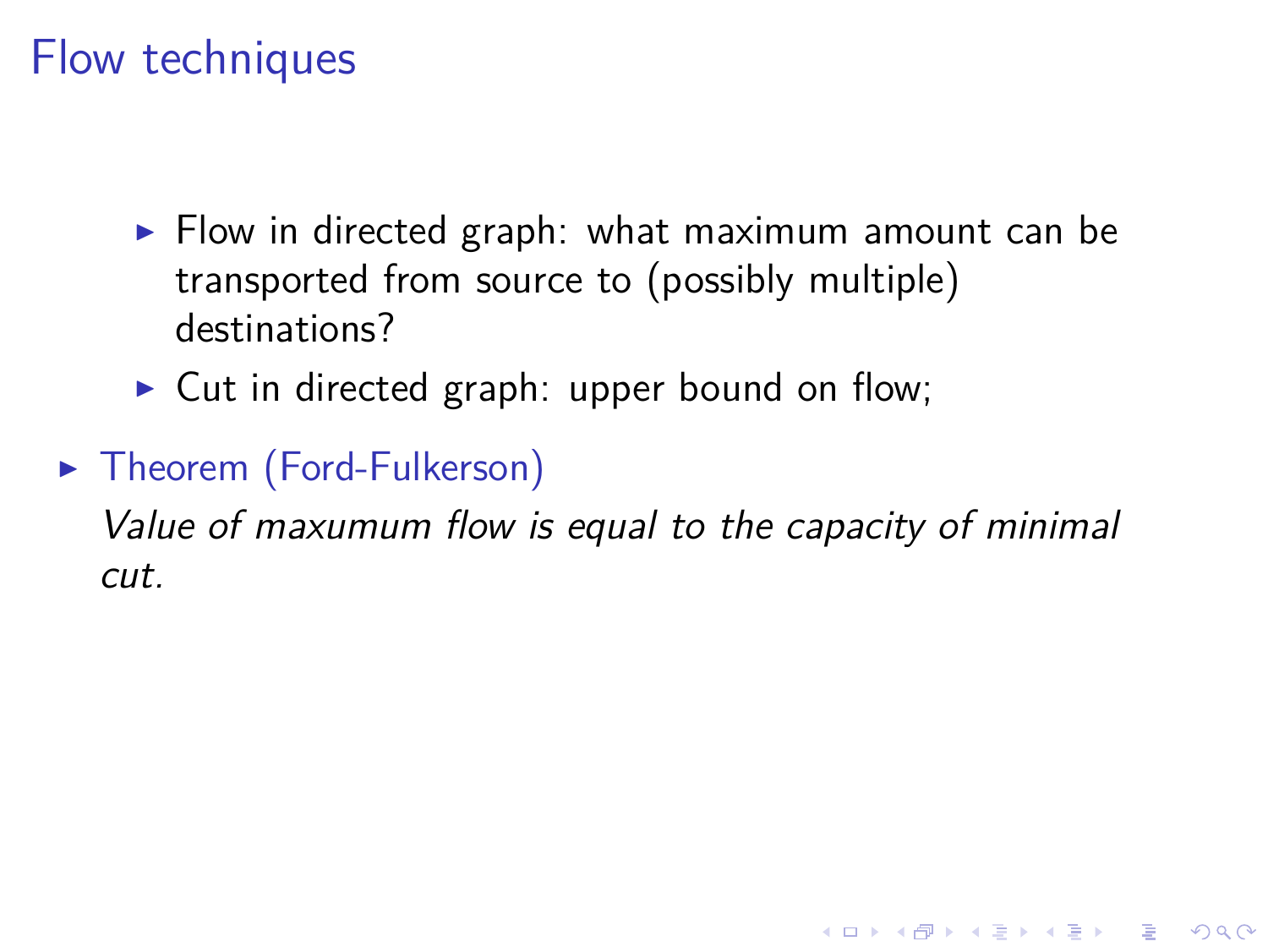# Flow techniques

- Flow in directed graph: what maximum amount can be transported from source to (possibly multiple) destinations?
- Cut in directed graph: upper bound on flow;

- Theorem (Ford-Fulkerson)

  *Value of maxumum flow is equal to the capacity of minimal cut.*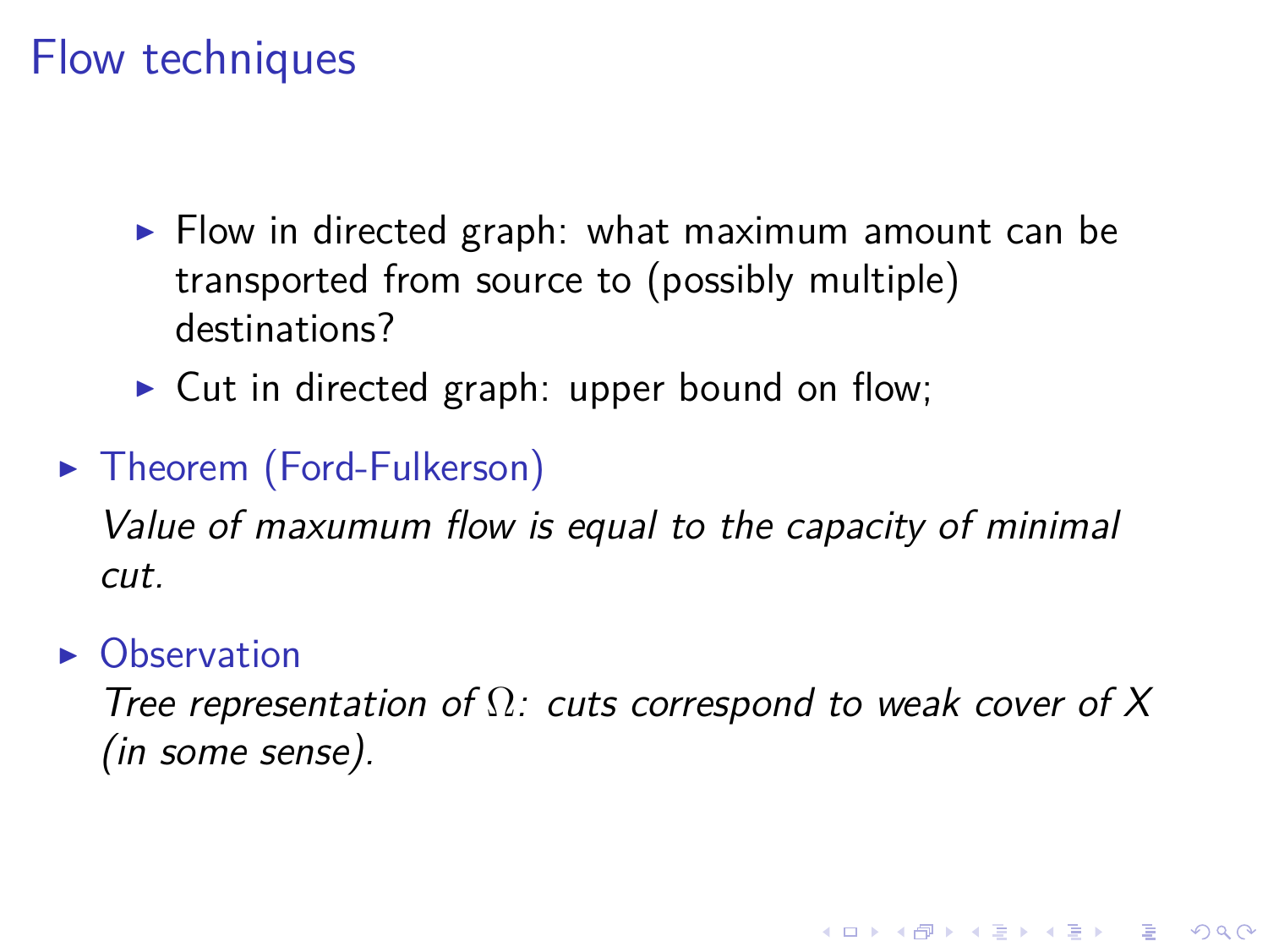# Flow techniques

- Flow in directed graph: what maximum amount can be transported from source to (possibly multiple) destinations?
- Cut in directed graph: upper bound on flow;

- Theorem (Ford-Fulkerson)

  *Value of maxumum flow is equal to the capacity of minimal cut.*

- Observation

  *Tree representation of $\Omega$: cuts correspond to weak cover of $X$ (in some sense).*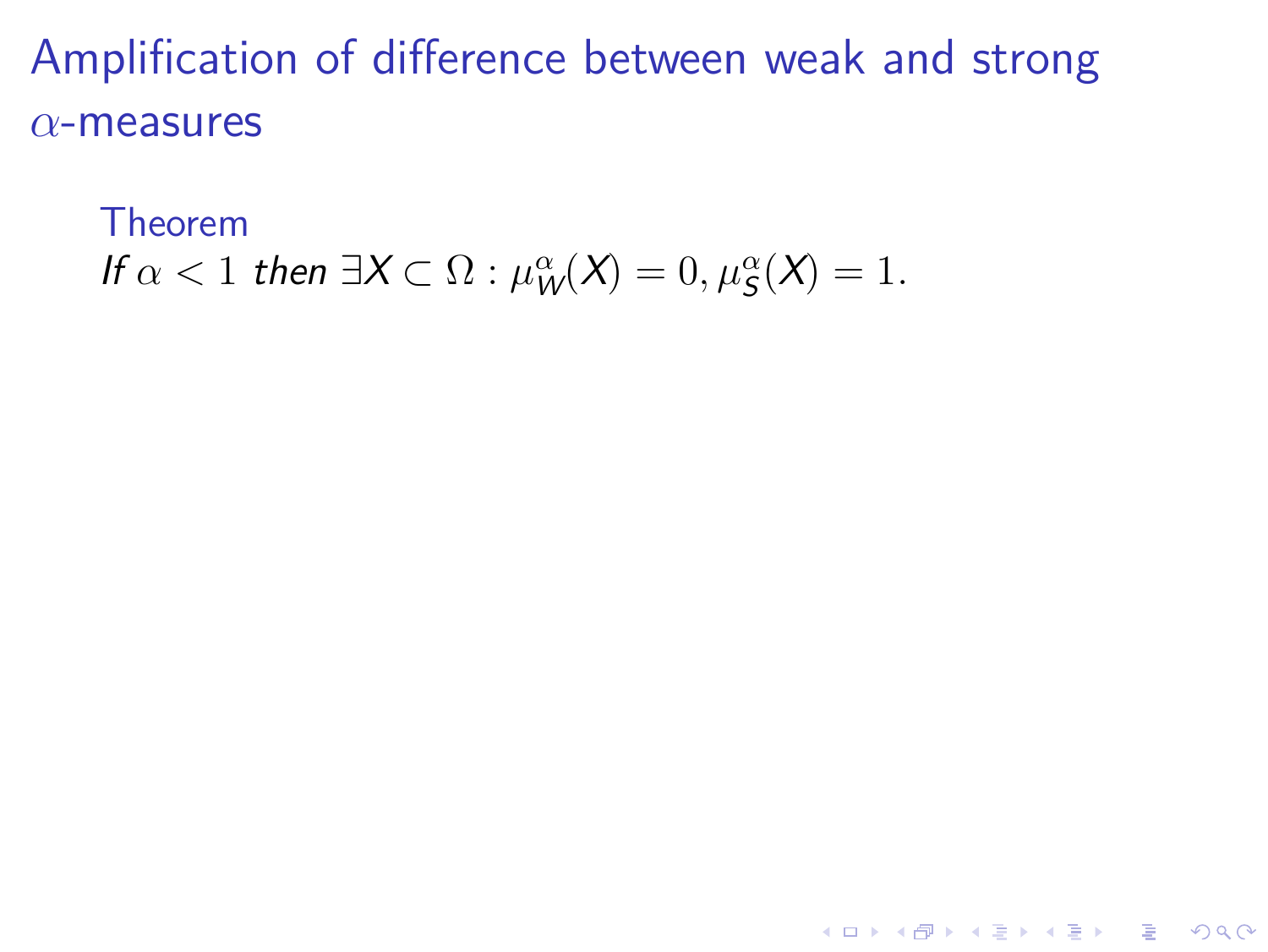# Amplification of difference between weak and strong $\alpha$-measures

**Theorem**

*If* $\alpha < 1$ *then* $\exists X \subset \Omega : \mu_W^\alpha(X) = 0, \mu_S^\alpha(X) = 1.$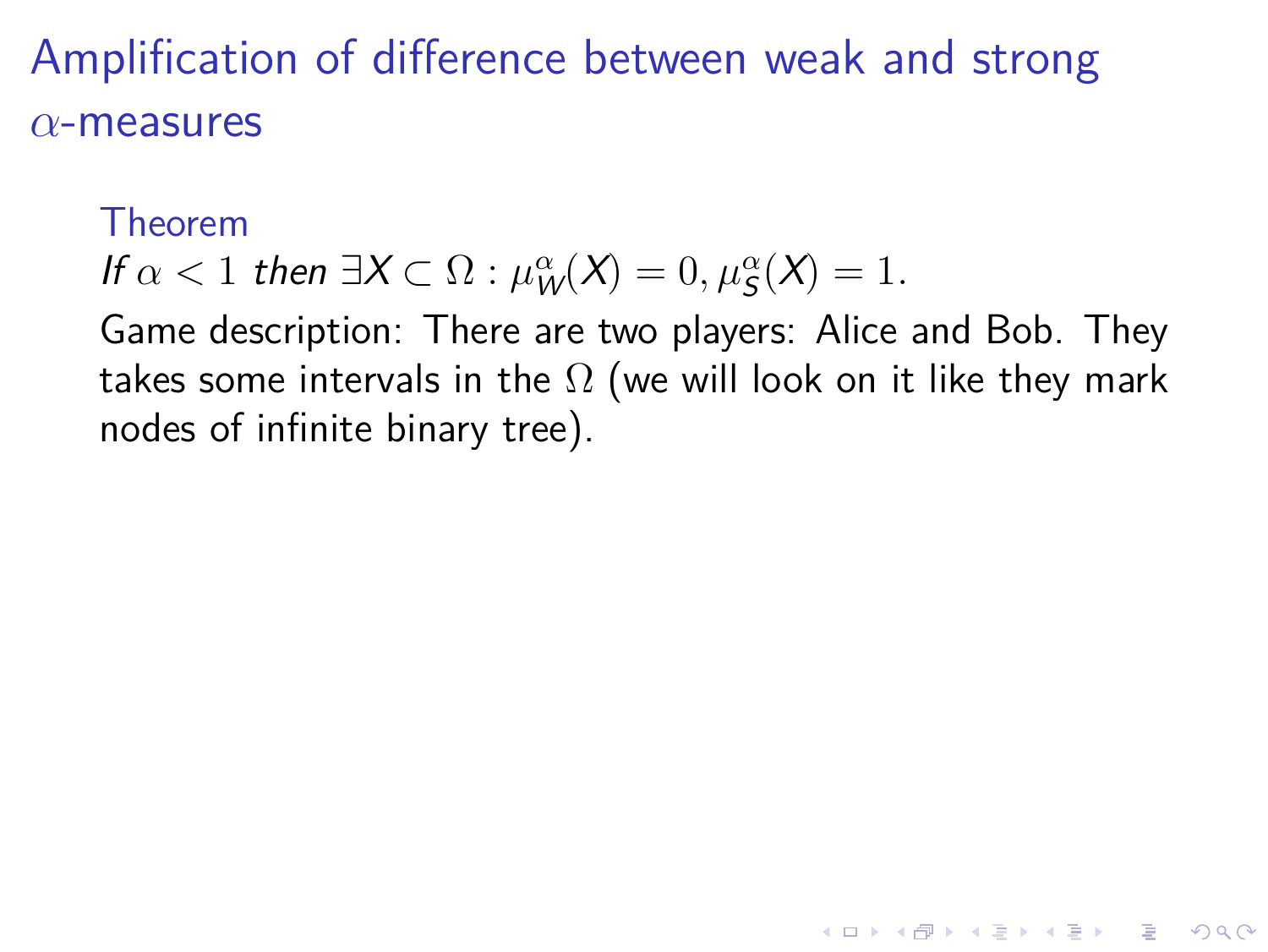# Amplification of difference between weak and strong $\alpha$-measures

**Theorem**

*If $\alpha < 1$ then $\exists X \subset \Omega : \mu_W^\alpha(X) = 0, \mu_S^\alpha(X) = 1$.*

Game description: There are two players: Alice and Bob. They takes some intervals in the $\Omega$ (we will look on it like they mark nodes of infinite binary tree).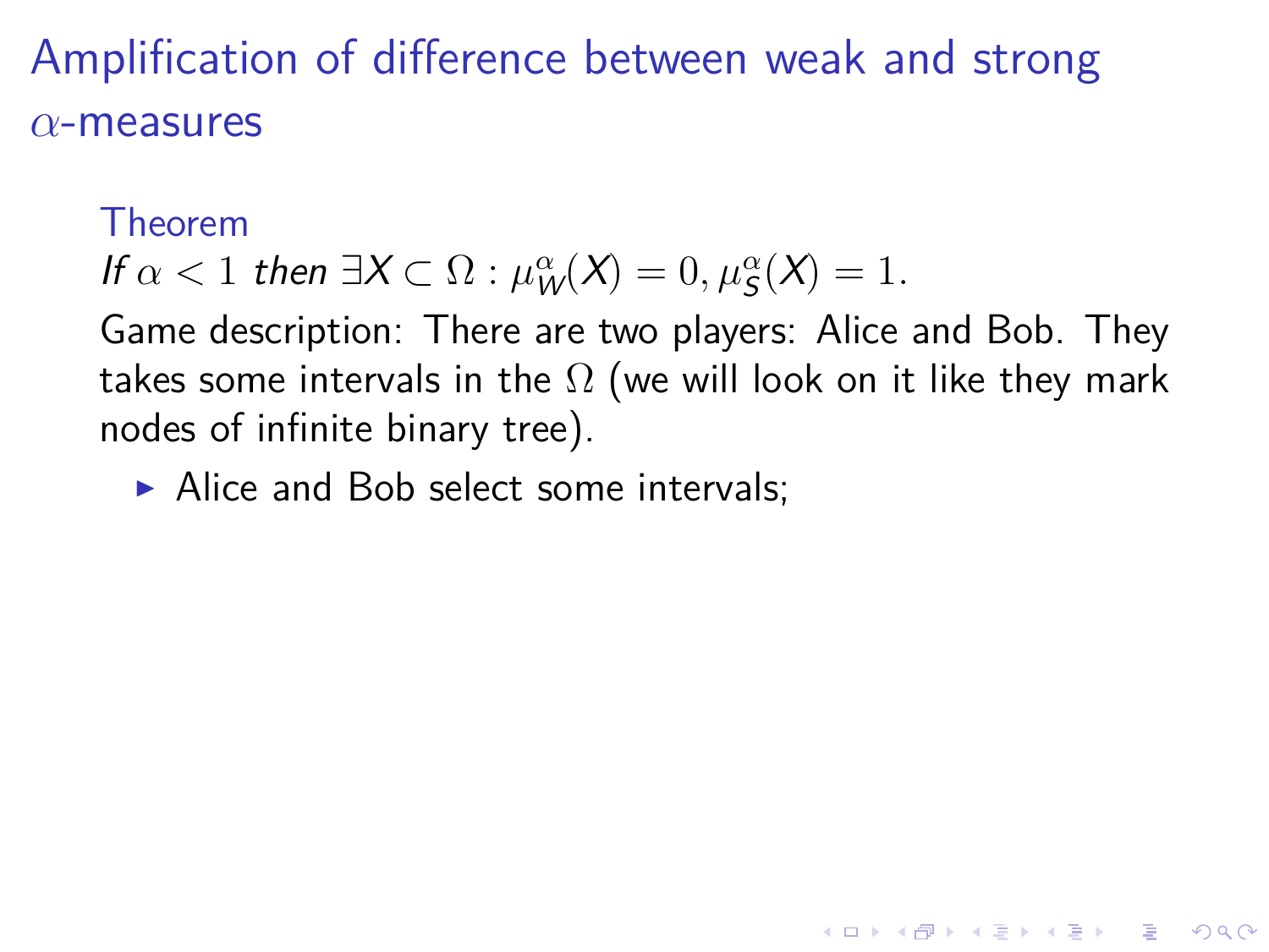# Amplification of difference between weak and strong $\alpha$-measures

**Theorem**

*If $\alpha < 1$ then $\exists X \subset \Omega : \mu_W^\alpha(X) = 0, \mu_S^\alpha(X) = 1.$*

Game description: There are two players: Alice and Bob. They takes some intervals in the $\Omega$ (we will look on it like they mark nodes of infinite binary tree).

- Alice and Bob select some intervals;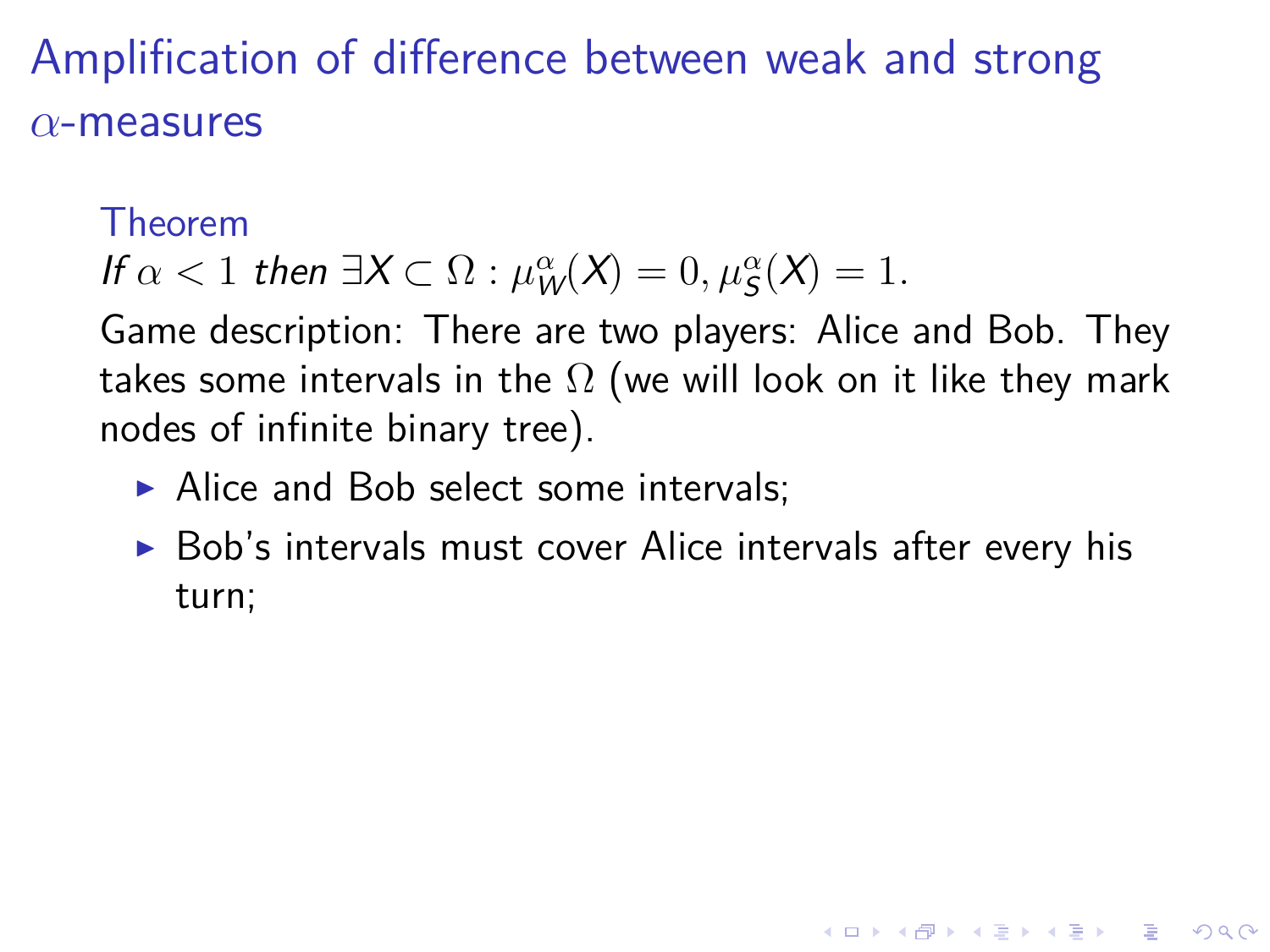# Amplification of difference between weak and strong $\alpha$-measures

**Theorem**

*If $\alpha < 1$ then $\exists X \subset \Omega : \mu_W^\alpha(X) = 0, \mu_S^\alpha(X) = 1.$*

Game description: There are two players: Alice and Bob. They takes some intervals in the $\Omega$ (we will look on it like they mark nodes of infinite binary tree).

- Alice and Bob select some intervals;
- Bob's intervals must cover Alice intervals after every his turn;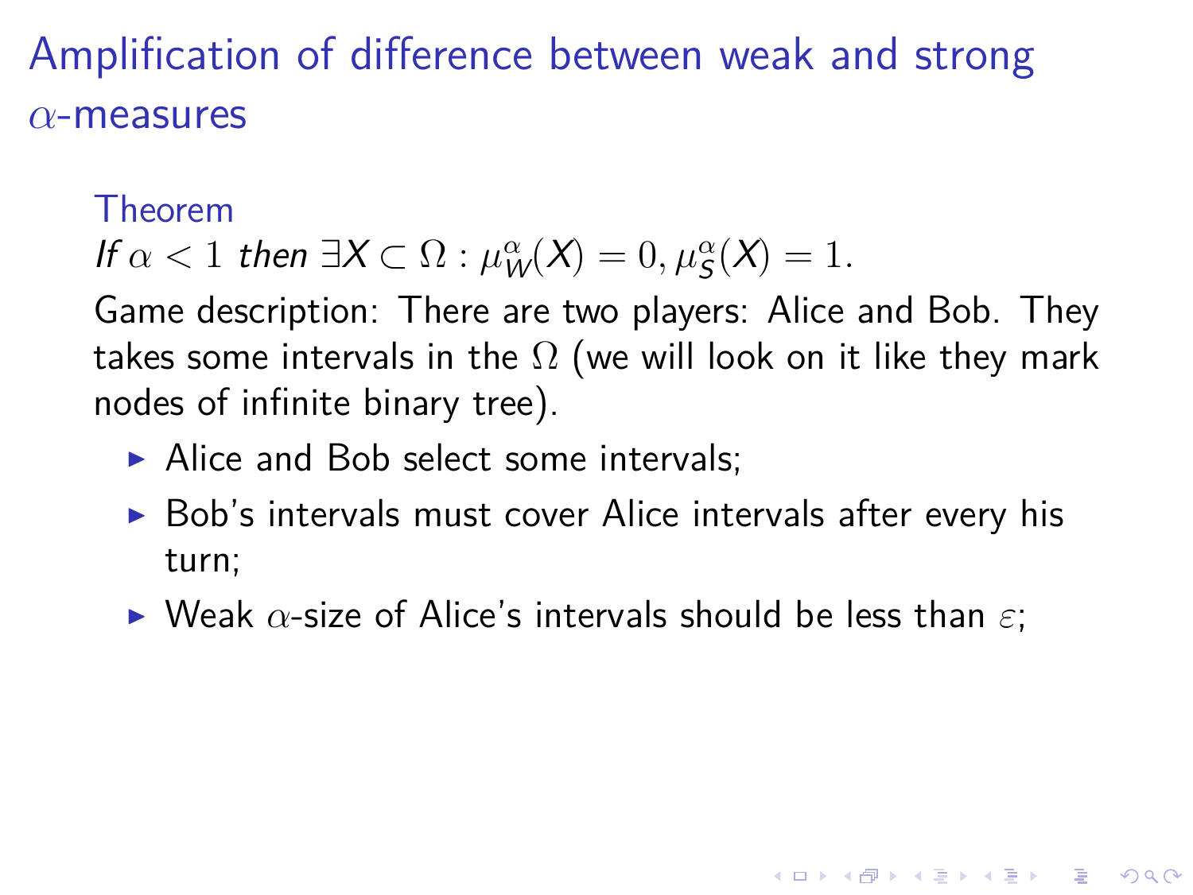# Amplification of difference between weak and strong $\alpha$-measures

**Theorem**

*If $\alpha < 1$ then $\exists X \subset \Omega : \mu_W^\alpha(X) = 0, \mu_S^\alpha(X) = 1.$*

Game description: There are two players: Alice and Bob. They takes some intervals in the $\Omega$ (we will look on it like they mark nodes of infinite binary tree).

- Alice and Bob select some intervals;
- Bob's intervals must cover Alice intervals after every his turn;
- Weak $\alpha$-size of Alice's intervals should be less than $\varepsilon$;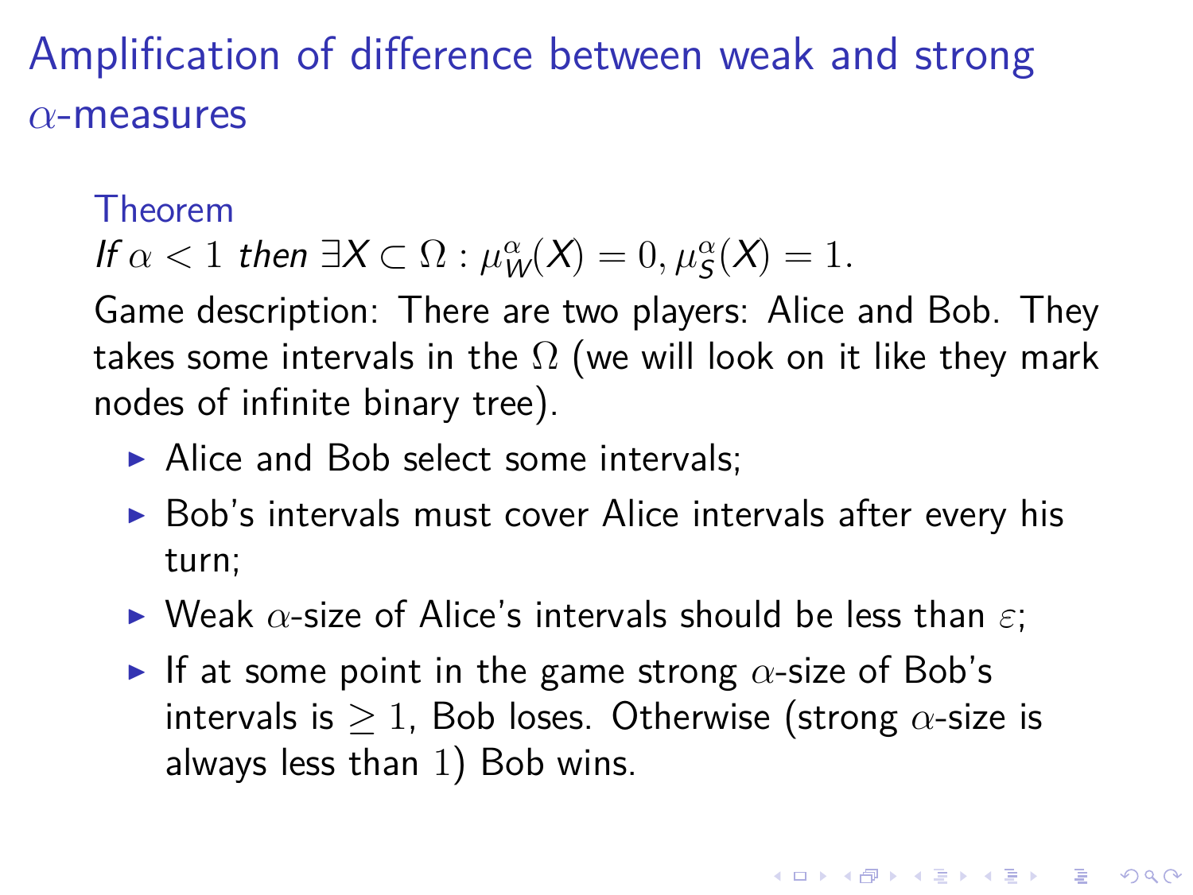# Amplification of difference between weak and strong $\alpha$-measures

**Theorem**

*If $\alpha < 1$ then $\exists X \subset \Omega : \mu_W^\alpha(X) = 0, \mu_S^\alpha(X) = 1.$*

Game description: There are two players: Alice and Bob. They takes some intervals in the $\Omega$ (we will look on it like they mark nodes of infinite binary tree).

- Alice and Bob select some intervals;
- Bob's intervals must cover Alice intervals after every his turn;
- Weak $\alpha$-size of Alice's intervals should be less than $\varepsilon$;
- If at some point in the game strong $\alpha$-size of Bob's intervals is $\geq 1$, Bob loses. Otherwise (strong $\alpha$-size is always less than $1$) Bob wins.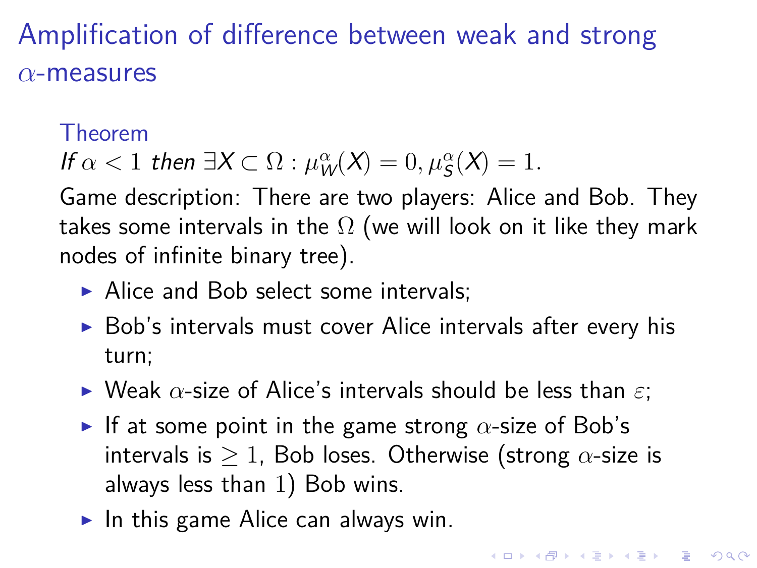# Amplification of difference between weak and strong $\alpha$-measures

**Theorem**

*If $\alpha < 1$ then $\exists X \subset \Omega : \mu_W^\alpha(X) = 0, \mu_S^\alpha(X) = 1.$*

Game description: There are two players: Alice and Bob. They takes some intervals in the $\Omega$ (we will look on it like they mark nodes of infinite binary tree).

- Alice and Bob select some intervals;
- Bob's intervals must cover Alice intervals after every his turn;
- Weak $\alpha$-size of Alice's intervals should be less than $\varepsilon$;
- If at some point in the game strong $\alpha$-size of Bob's intervals is $\geq 1$, Bob loses. Otherwise (strong $\alpha$-size is always less than $1$) Bob wins.
- In this game Alice can always win.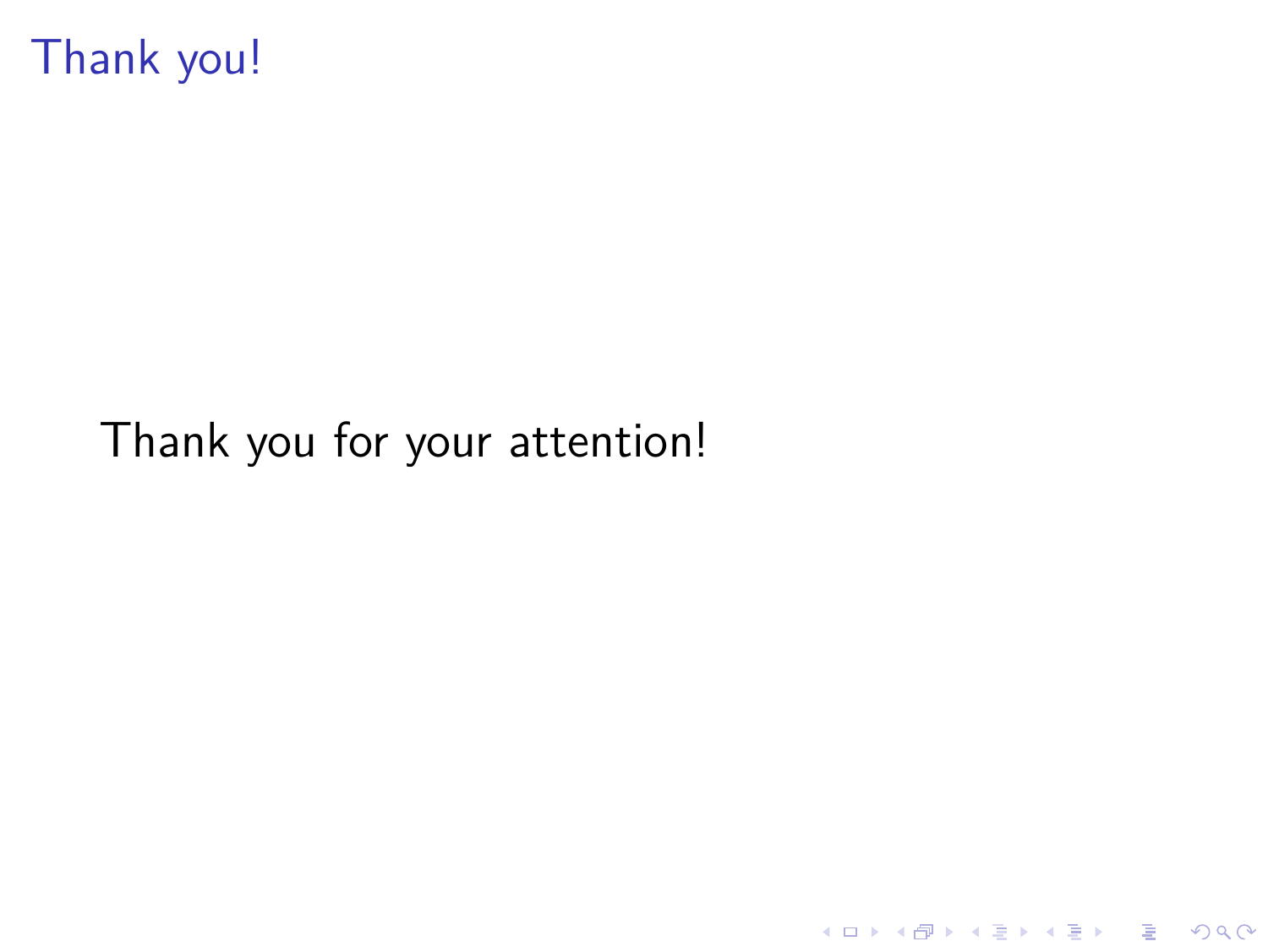# Thank you!

Thank you for your attention!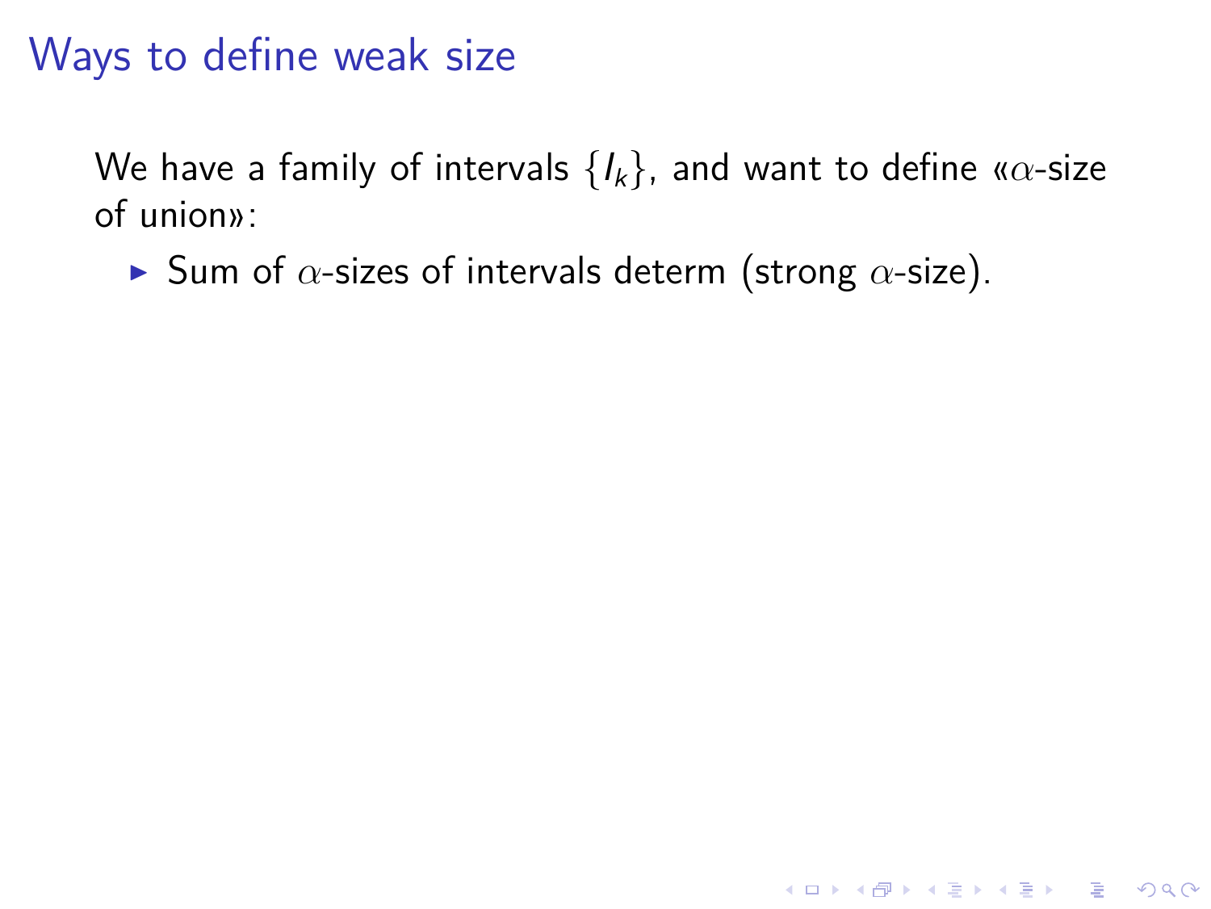# Ways to define weak size

We have a family of intervals $\{I_k\}$, and want to define «$\alpha$-size of union»:

- Sum of $\alpha$-sizes of intervals determ (strong $\alpha$-size).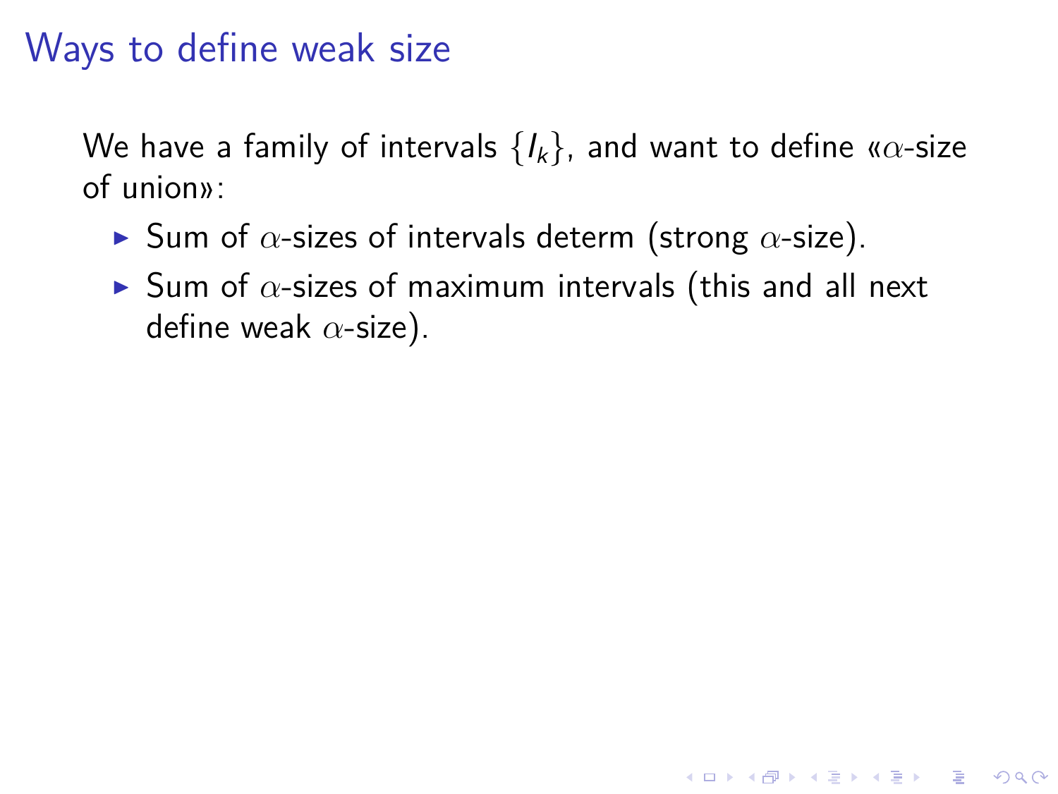# Ways to define weak size

We have a family of intervals $\{I_k\}$, and want to define «$\alpha$-size of union»:

- Sum of $\alpha$-sizes of intervals determ (strong $\alpha$-size).
- Sum of $\alpha$-sizes of maximum intervals (this and all next define weak $\alpha$-size).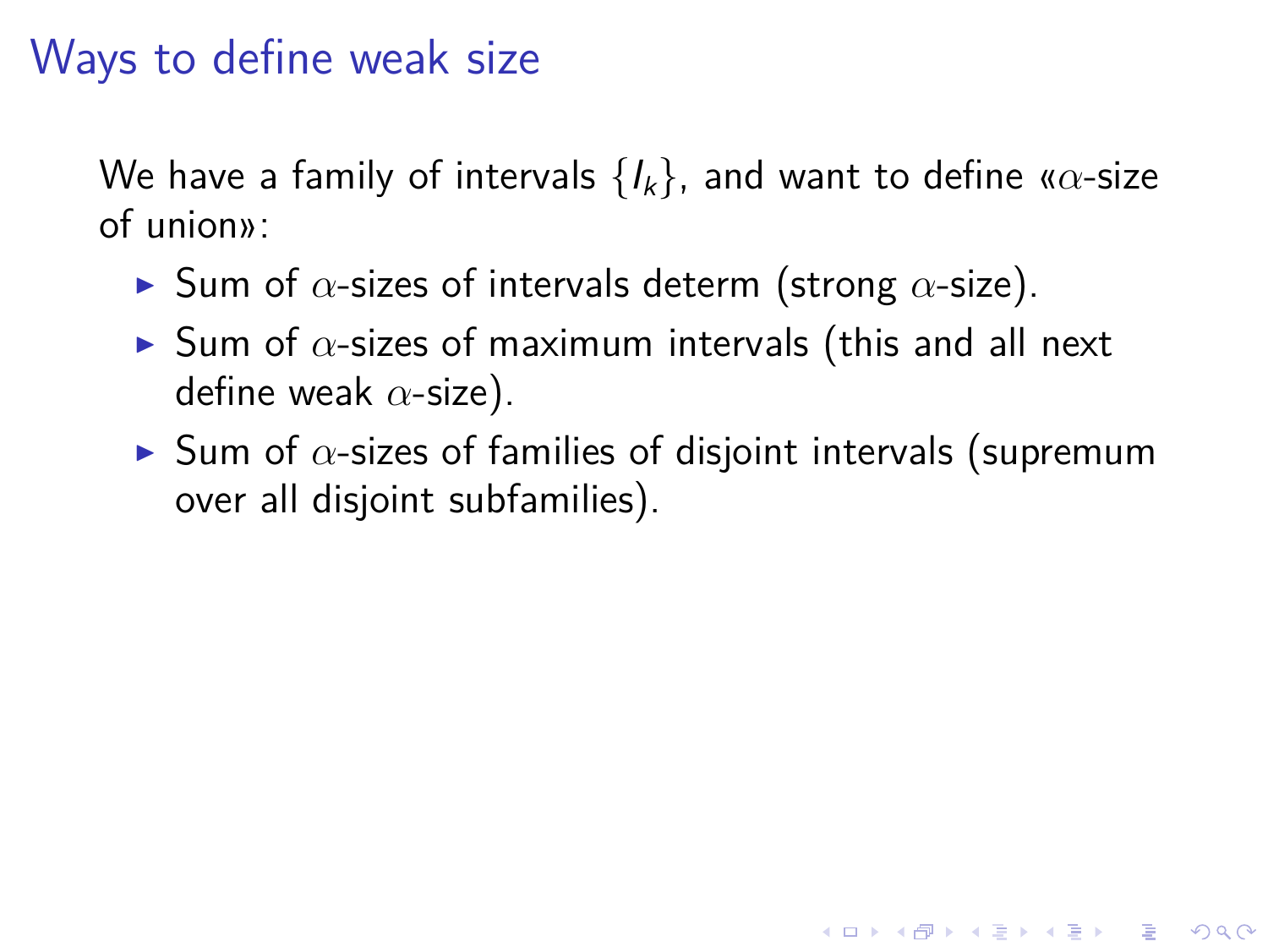# Ways to define weak size

We have a family of intervals $\{I_k\}$, and want to define «$\alpha$-size of union»:

- Sum of $\alpha$-sizes of intervals determ (strong $\alpha$-size).
- Sum of $\alpha$-sizes of maximum intervals (this and all next define weak $\alpha$-size).
- Sum of $\alpha$-sizes of families of disjoint intervals (supremum over all disjoint subfamilies).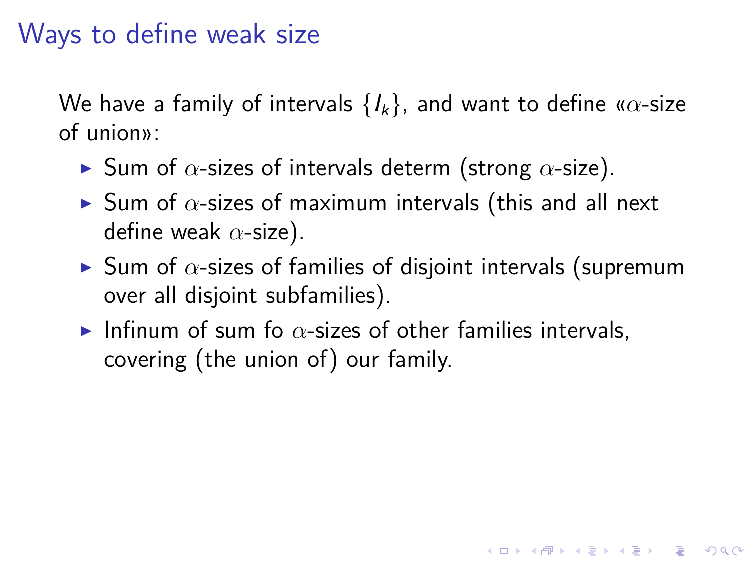# Ways to define weak size

We have a family of intervals $\{I_k\}$, and want to define «$\alpha$-size of union»:

- Sum of $\alpha$-sizes of intervals determ (strong $\alpha$-size).
- Sum of $\alpha$-sizes of maximum intervals (this and all next define weak $\alpha$-size).
- Sum of $\alpha$-sizes of families of disjoint intervals (supremum over all disjoint subfamilies).
- Infinum of sum fo $\alpha$-sizes of other families intervals, covering (the union of) our family.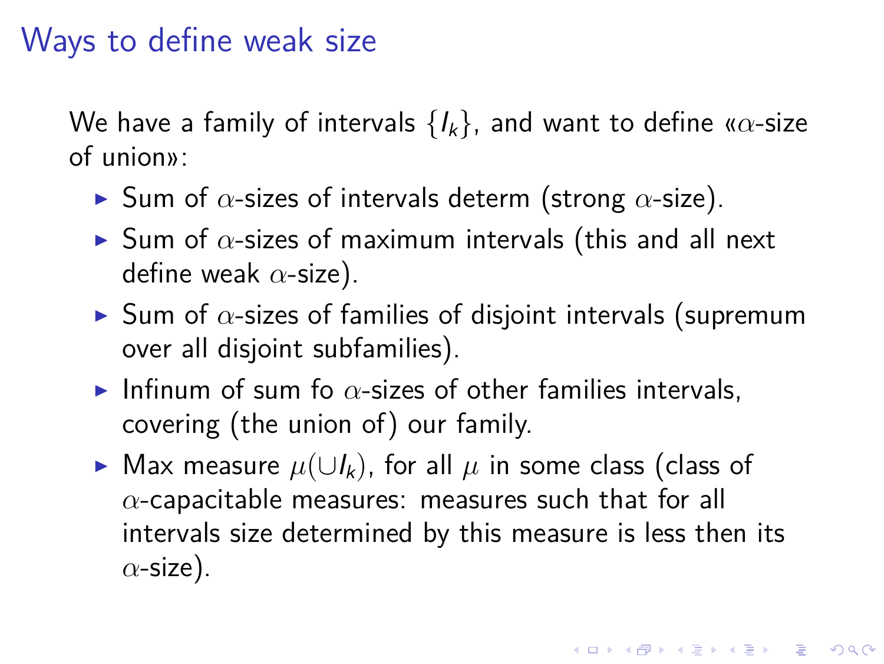# Ways to define weak size

We have a family of intervals $\{I_k\}$, and want to define «$\alpha$-size of union»:

- Sum of $\alpha$-sizes of intervals determ (strong $\alpha$-size).
- Sum of $\alpha$-sizes of maximum intervals (this and all next define weak $\alpha$-size).
- Sum of $\alpha$-sizes of families of disjoint intervals (supremum over all disjoint subfamilies).
- Infinum of sum fo $\alpha$-sizes of other families intervals, covering (the union of) our family.
- Max measure $\mu(\cup I_k)$, for all $\mu$ in some class (class of $\alpha$-capacitable measures: measures such that for all intervals size determined by this measure is less then its $\alpha$-size).